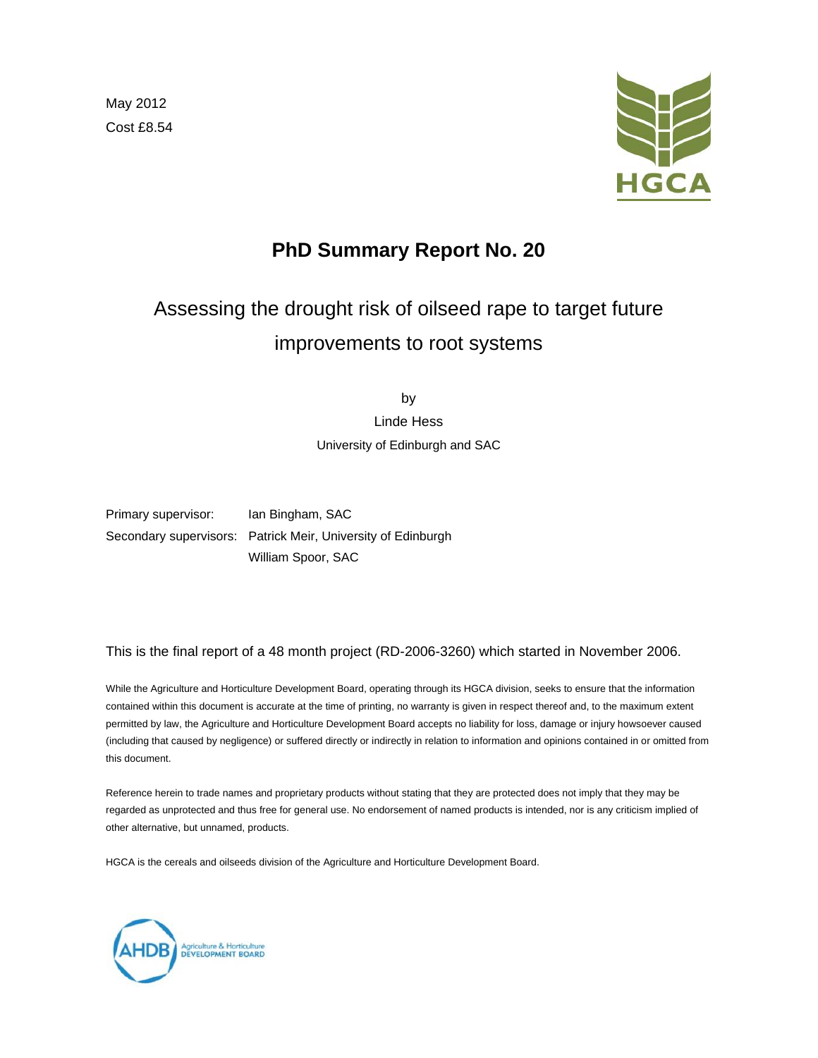May 2012

Cost £8.54

HGCA

# PhD Summary Report No. 20

## Assessing the drought risk of oilseed rape to target future improvements to root systems

by

Linde Hess

University of Edinburgh and SAC

Primary supervisor: Ian Bingham, SAC

Secondary supervisors: Patrick Meir, University of Edinburgh

William Spoor, SAC

This is the final report of a 48 month project (RD-2006-3260) which started in November 2006.

While the Agriculture and Horticulture Development Board, operating through its HGCA division, seeks to ensure that the information contained within this document is accurate at the time of printing, no warranty is given in respect thereof and, to the maximum extent permitted by law, the Agriculture and Horticulture Development Board accepts no liability for loss, damage or injury howsoever caused (including that caused by negligence) or suffered directly or indirectly in relation to information and opinions contained in or omitted from this document.

Reference herein to trade names and proprietary products without stating that they are protected does not imply that they may be regarded as unprotected and thus free for general use. No endorsement of named products is intended, nor is any criticism implied of other alternative, but unnamed, products.

HGCA is the cereals and oilseeds division of the Agriculture and Horticulture Development Board.

AHDB Agriculture & Horticulture DEVELOPMENT BOARD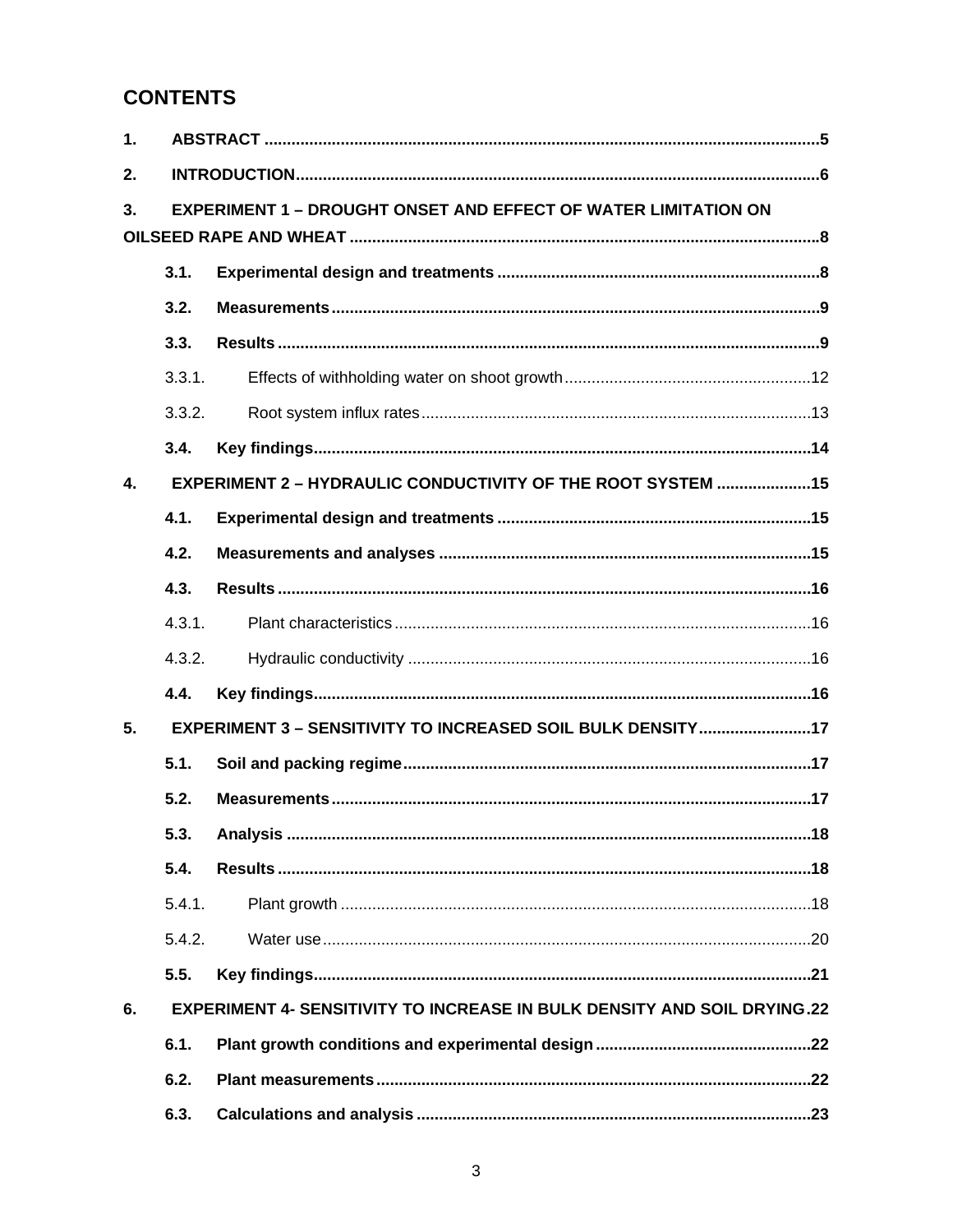# CONTENTS

1. **ABSTRACT** .......... 5
2. **INTRODUCTION** .......... 6
3. **EXPERIMENT 1 – DROUGHT ONSET AND EFFECT OF WATER LIMITATION ON OILSEED RAPE AND WHEAT** .......... 8
    - **3.1. Experimental design and treatments** .......... 8
    - **3.2. Measurements** .......... 9
    - **3.3. Results** .......... 9
        - 3.3.1. Effects of withholding water on shoot growth .......... 12
        - 3.3.2. Root system influx rates .......... 13
    - **3.4. Key findings** .......... 14
4. **EXPERIMENT 2 – HYDRAULIC CONDUCTIVITY OF THE ROOT SYSTEM** .......... 15
    - **4.1. Experimental design and treatments** .......... 15
    - **4.2. Measurements and analyses** .......... 15
    - **4.3. Results** .......... 16
        - 4.3.1. Plant characteristics .......... 16
        - 4.3.2. Hydraulic conductivity .......... 16
    - **4.4. Key findings** .......... 16
5. **EXPERIMENT 3 – SENSITIVITY TO INCREASED SOIL BULK DENSITY** .......... 17
    - **5.1. Soil and packing regime** .......... 17
    - **5.2. Measurements** .......... 17
    - **5.3. Analysis** .......... 18
    - **5.4. Results** .......... 18
        - 5.4.1. Plant growth .......... 18
        - 5.4.2. Water use .......... 20
    - **5.5. Key findings** .......... 21
6. **EXPERIMENT 4- SENSITIVITY TO INCREASE IN BULK DENSITY AND SOIL DRYING** .......... 22
    - **6.1. Plant growth conditions and experimental design** .......... 22
    - **6.2. Plant measurements** .......... 22
    - **6.3. Calculations and analysis** .......... 23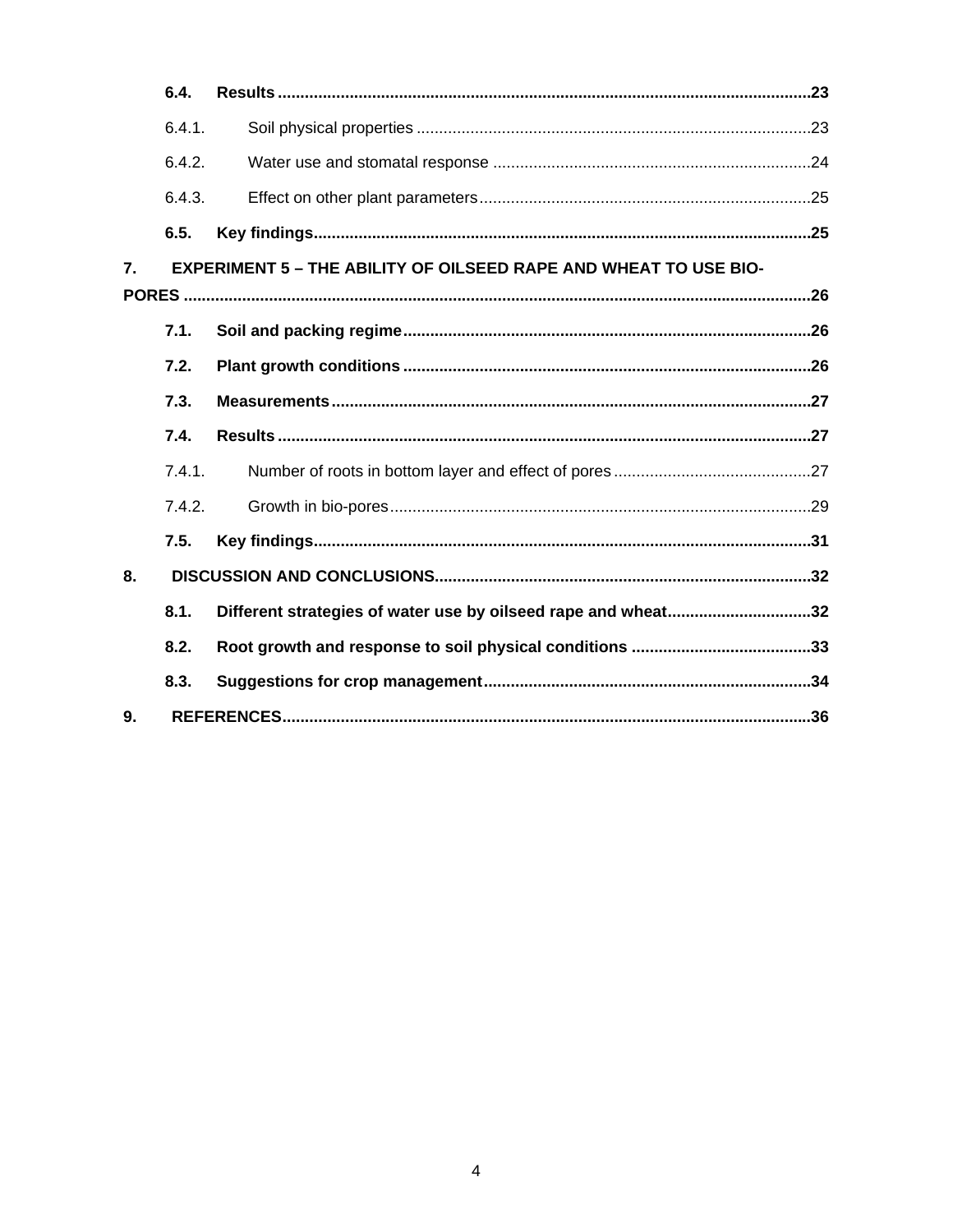6.4. **Results** ..... 23

6.4.1. Soil physical properties ..... 23

6.4.2. Water use and stomatal response ..... 24

6.4.3. Effect on other plant parameters ..... 25

6.5. **Key findings** ..... 25

**7. EXPERIMENT 5 – THE ABILITY OF OILSEED RAPE AND WHEAT TO USE BIO-PORES** ..... 26

7.1. **Soil and packing regime** ..... 26

7.2. **Plant growth conditions** ..... 26

7.3. **Measurements** ..... 27

7.4. **Results** ..... 27

7.4.1. Number of roots in bottom layer and effect of pores ..... 27

7.4.2. Growth in bio-pores ..... 29

7.5. **Key findings** ..... 31

**8. DISCUSSION AND CONCLUSIONS** ..... 32

8.1. **Different strategies of water use by oilseed rape and wheat** ..... 32

8.2. **Root growth and response to soil physical conditions** ..... 33

8.3. **Suggestions for crop management** ..... 34

**9. REFERENCES** ..... 36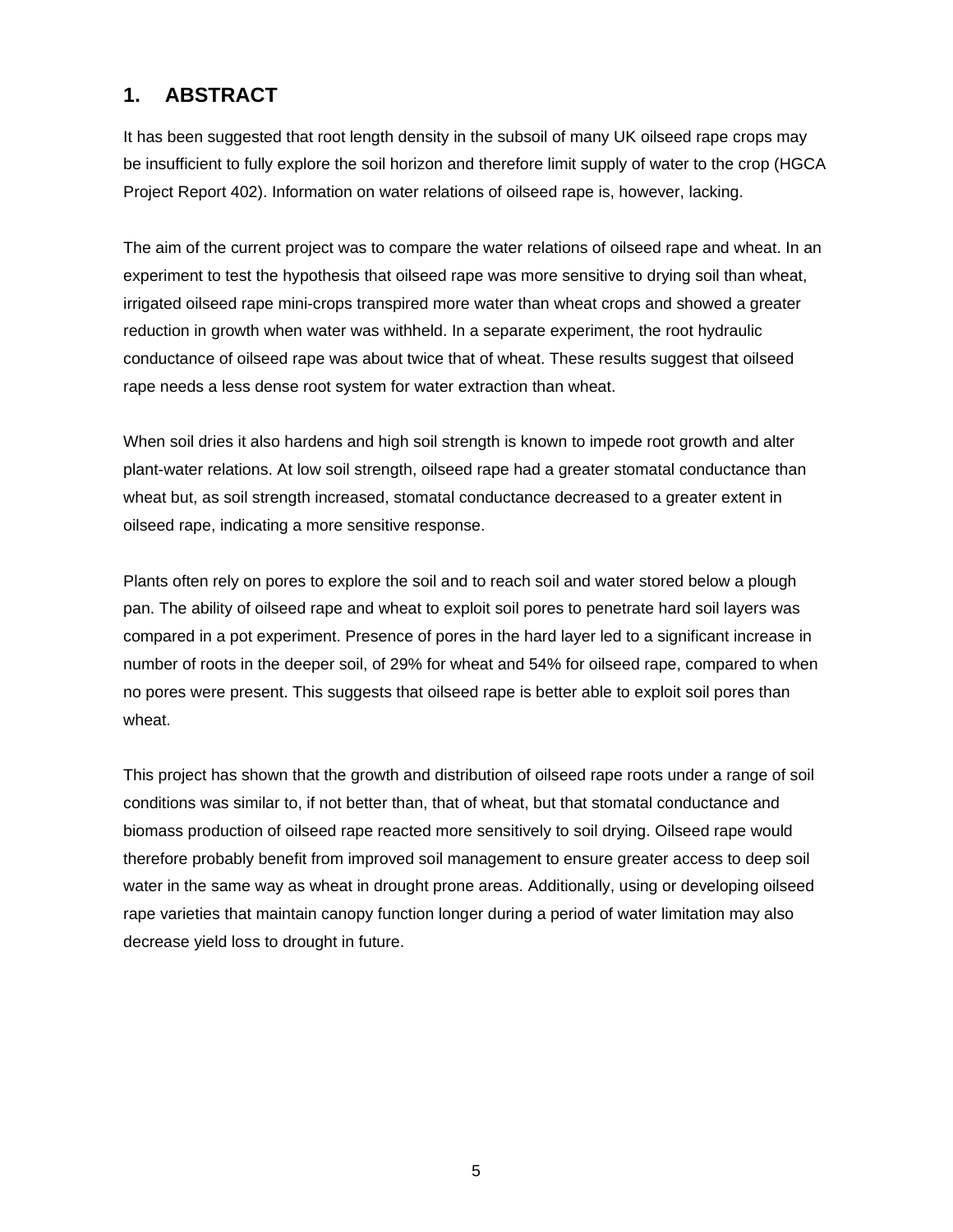# 1. ABSTRACT

It has been suggested that root length density in the subsoil of many UK oilseed rape crops may be insufficient to fully explore the soil horizon and therefore limit supply of water to the crop (HGCA Project Report 402). Information on water relations of oilseed rape is, however, lacking.

The aim of the current project was to compare the water relations of oilseed rape and wheat. In an experiment to test the hypothesis that oilseed rape was more sensitive to drying soil than wheat, irrigated oilseed rape mini-crops transpired more water than wheat crops and showed a greater reduction in growth when water was withheld. In a separate experiment, the root hydraulic conductance of oilseed rape was about twice that of wheat. These results suggest that oilseed rape needs a less dense root system for water extraction than wheat.

When soil dries it also hardens and high soil strength is known to impede root growth and alter plant-water relations. At low soil strength, oilseed rape had a greater stomatal conductance than wheat but, as soil strength increased, stomatal conductance decreased to a greater extent in oilseed rape, indicating a more sensitive response.

Plants often rely on pores to explore the soil and to reach soil and water stored below a plough pan. The ability of oilseed rape and wheat to exploit soil pores to penetrate hard soil layers was compared in a pot experiment. Presence of pores in the hard layer led to a significant increase in number of roots in the deeper soil, of 29% for wheat and 54% for oilseed rape, compared to when no pores were present. This suggests that oilseed rape is better able to exploit soil pores than wheat.

This project has shown that the growth and distribution of oilseed rape roots under a range of soil conditions was similar to, if not better than, that of wheat, but that stomatal conductance and biomass production of oilseed rape reacted more sensitively to soil drying. Oilseed rape would therefore probably benefit from improved soil management to ensure greater access to deep soil water in the same way as wheat in drought prone areas. Additionally, using or developing oilseed rape varieties that maintain canopy function longer during a period of water limitation may also decrease yield loss to drought in future.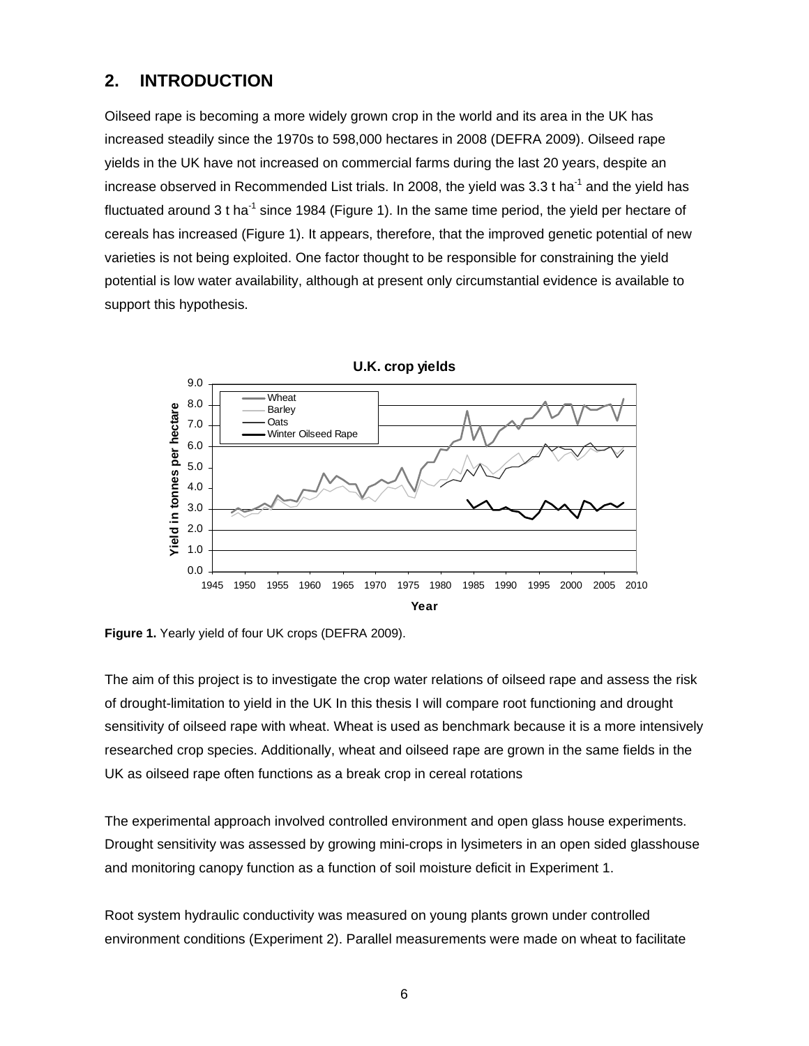## 2. INTRODUCTION

Oilseed rape is becoming a more widely grown crop in the world and its area in the UK has increased steadily since the 1970s to 598,000 hectares in 2008 (DEFRA 2009). Oilseed rape yields in the UK have not increased on commercial farms during the last 20 years, despite an increase observed in Recommended List trials. In 2008, the yield was 3.3 t $ha^{-1}$ and the yield has fluctuated around 3 t $ha^{-1}$ since 1984 (Figure 1). In the same time period, the yield per hectare of cereals has increased (Figure 1). It appears, therefore, that the improved genetic potential of new varieties is not being exploited. One factor thought to be responsible for constraining the yield potential is low water availability, although at present only circumstantial evidence is available to support this hypothesis.

**Figure 1.** Yearly yield of four UK crops (DEFRA 2009).

The aim of this project is to investigate the crop water relations of oilseed rape and assess the risk of drought-limitation to yield in the UK In this thesis I will compare root functioning and drought sensitivity of oilseed rape with wheat. Wheat is used as benchmark because it is a more intensively researched crop species. Additionally, wheat and oilseed rape are grown in the same fields in the UK as oilseed rape often functions as a break crop in cereal rotations

The experimental approach involved controlled environment and open glass house experiments. Drought sensitivity was assessed by growing mini-crops in lysimeters in an open sided glasshouse and monitoring canopy function as a function of soil moisture deficit in Experiment 1.

Root system hydraulic conductivity was measured on young plants grown under controlled environment conditions (Experiment 2). Parallel measurements were made on wheat to facilitate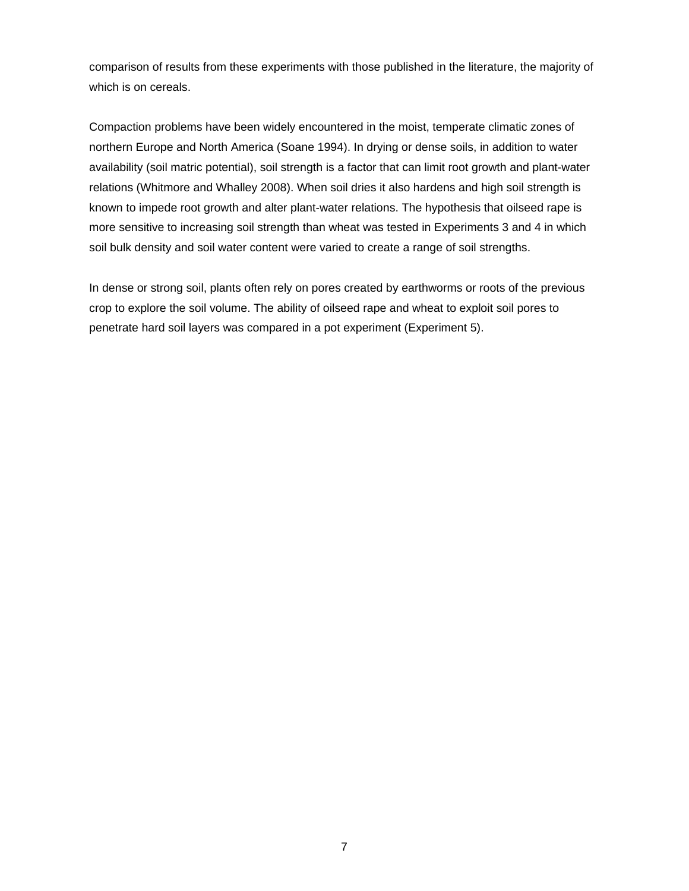comparison of results from these experiments with those published in the literature, the majority of which is on cereals.

Compaction problems have been widely encountered in the moist, temperate climatic zones of northern Europe and North America (Soane 1994). In drying or dense soils, in addition to water availability (soil matric potential), soil strength is a factor that can limit root growth and plant-water relations (Whitmore and Whalley 2008). When soil dries it also hardens and high soil strength is known to impede root growth and alter plant-water relations. The hypothesis that oilseed rape is more sensitive to increasing soil strength than wheat was tested in Experiments 3 and 4 in which soil bulk density and soil water content were varied to create a range of soil strengths.

In dense or strong soil, plants often rely on pores created by earthworms or roots of the previous crop to explore the soil volume. The ability of oilseed rape and wheat to exploit soil pores to penetrate hard soil layers was compared in a pot experiment (Experiment 5).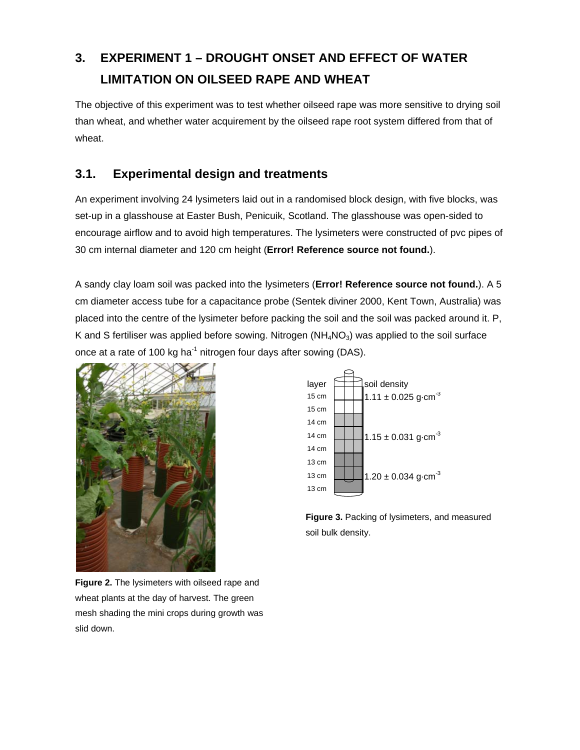## 3. EXPERIMENT 1 – DROUGHT ONSET AND EFFECT OF WATER LIMITATION ON OILSEED RAPE AND WHEAT

The objective of this experiment was to test whether oilseed rape was more sensitive to drying soil than wheat, and whether water acquirement by the oilseed rape root system differed from that of wheat.

### 3.1. Experimental design and treatments

An experiment involving 24 lysimeters laid out in a randomised block design, with five blocks, was set-up in a glasshouse at Easter Bush, Penicuik, Scotland. The glasshouse was open-sided to encourage airflow and to avoid high temperatures. The lysimeters were constructed of pvc pipes of 30 cm internal diameter and 120 cm height (**Error! Reference source not found.**).

A sandy clay loam soil was packed into the lysimeters (**Error! Reference source not found.**). A 5 cm diameter access tube for a capacitance probe (Sentek diviner 2000, Kent Town, Australia) was placed into the centre of the lysimeter before packing the soil and the soil was packed around it. P, K and S fertiliser was applied before sowing. Nitrogen ($NH_4NO_3$) was applied to the soil surface once at a rate of 100 kg ha$^{-1}$ nitrogen four days after sowing (DAS).

**Figure 2.** The lysimeters with oilseed rape and wheat plants at the day of harvest. The green mesh shading the mini crops during growth was slid down.

| layer | soil density |
|---|---|
| 15 cm | $1.11 \pm 0.025$ g·cm$^{-3}$ |
| 15 cm | |
| 14 cm | |
| 14 cm | $1.15 \pm 0.031$ g·cm$^{-3}$ |
| 14 cm | |
| 13 cm | |
| 13 cm | $1.20 \pm 0.034$ g·cm$^{-3}$ |
| 13 cm | |

**Figure 3.** Packing of lysimeters, and measured soil bulk density.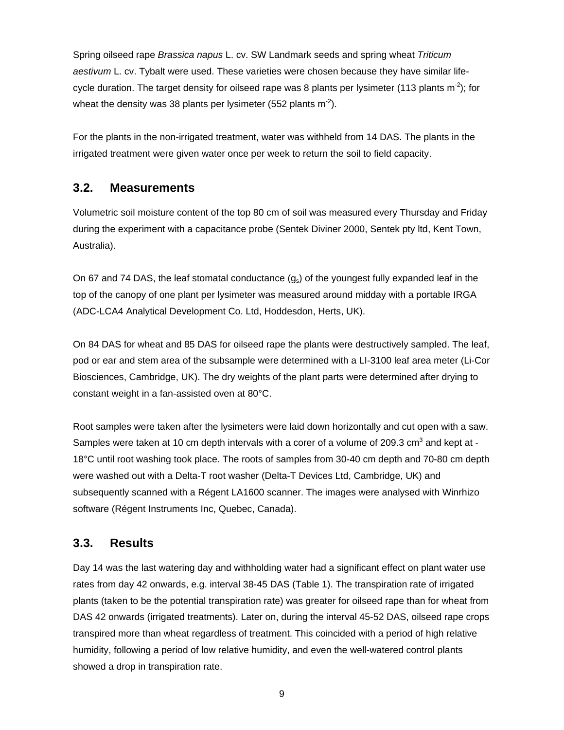Spring oilseed rape *Brassica napus* L. cv. SW Landmark seeds and spring wheat *Triticum aestivum* L. cv. Tybalt were used. These varieties were chosen because they have similar life-cycle duration. The target density for oilseed rape was 8 plants per lysimeter (113 plants $m^{-2}$); for wheat the density was 38 plants per lysimeter (552 plants $m^{-2}$).

For the plants in the non-irrigated treatment, water was withheld from 14 DAS. The plants in the irrigated treatment were given water once per week to return the soil to field capacity.

## 3.2. Measurements

Volumetric soil moisture content of the top 80 cm of soil was measured every Thursday and Friday during the experiment with a capacitance probe (Sentek Diviner 2000, Sentek pty ltd, Kent Town, Australia).

On 67 and 74 DAS, the leaf stomatal conductance ($g_s$) of the youngest fully expanded leaf in the top of the canopy of one plant per lysimeter was measured around midday with a portable IRGA (ADC-LCA4 Analytical Development Co. Ltd, Hoddesdon, Herts, UK).

On 84 DAS for wheat and 85 DAS for oilseed rape the plants were destructively sampled. The leaf, pod or ear and stem area of the subsample were determined with a LI-3100 leaf area meter (Li-Cor Biosciences, Cambridge, UK). The dry weights of the plant parts were determined after drying to constant weight in a fan-assisted oven at 80°C.

Root samples were taken after the lysimeters were laid down horizontally and cut open with a saw. Samples were taken at 10 cm depth intervals with a corer of a volume of 209.3 $cm^3$ and kept at -18°C until root washing took place. The roots of samples from 30-40 cm depth and 70-80 cm depth were washed out with a Delta-T root washer (Delta-T Devices Ltd, Cambridge, UK) and subsequently scanned with a Régent LA1600 scanner. The images were analysed with Winrhizo software (Régent Instruments Inc, Quebec, Canada).

## 3.3. Results

Day 14 was the last watering day and withholding water had a significant effect on plant water use rates from day 42 onwards, e.g. interval 38-45 DAS (Table 1). The transpiration rate of irrigated plants (taken to be the potential transpiration rate) was greater for oilseed rape than for wheat from DAS 42 onwards (irrigated treatments). Later on, during the interval 45-52 DAS, oilseed rape crops transpired more than wheat regardless of treatment. This coincided with a period of high relative humidity, following a period of low relative humidity, and even the well-watered control plants showed a drop in transpiration rate.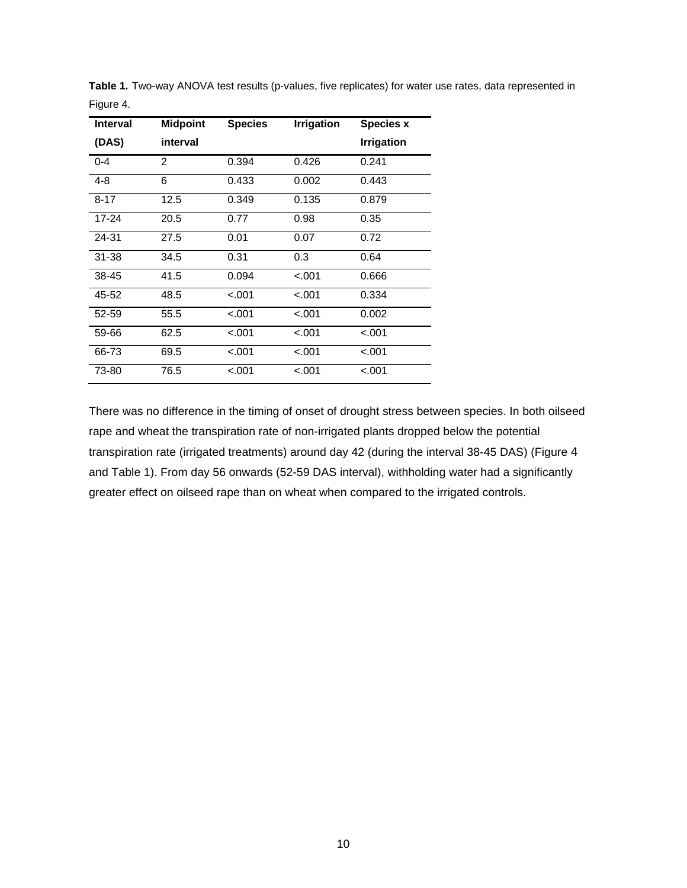**Table 1.** Two-way ANOVA test results (p-values, five replicates) for water use rates, data represented in Figure 4.

| Interval (DAS) | Midpoint interval | Species | Irrigation | Species x Irrigation |
|---|---|---|---|---|
| 0-4 | 2 | 0.394 | 0.426 | 0.241 |
| 4-8 | 6 | 0.433 | 0.002 | 0.443 |
| 8-17 | 12.5 | 0.349 | 0.135 | 0.879 |
| 17-24 | 20.5 | 0.77 | 0.98 | 0.35 |
| 24-31 | 27.5 | 0.01 | 0.07 | 0.72 |
| 31-38 | 34.5 | 0.31 | 0.3 | 0.64 |
| 38-45 | 41.5 | 0.094 | <.001 | 0.666 |
| 45-52 | 48.5 | <.001 | <.001 | 0.334 |
| 52-59 | 55.5 | <.001 | <.001 | 0.002 |
| 59-66 | 62.5 | <.001 | <.001 | <.001 |
| 66-73 | 69.5 | <.001 | <.001 | <.001 |
| 73-80 | 76.5 | <.001 | <.001 | <.001 |

There was no difference in the timing of onset of drought stress between species. In both oilseed rape and wheat the transpiration rate of non-irrigated plants dropped below the potential transpiration rate (irrigated treatments) around day 42 (during the interval 38-45 DAS) (Figure 4 and Table 1). From day 56 onwards (52-59 DAS interval), withholding water had a significantly greater effect on oilseed rape than on wheat when compared to the irrigated controls.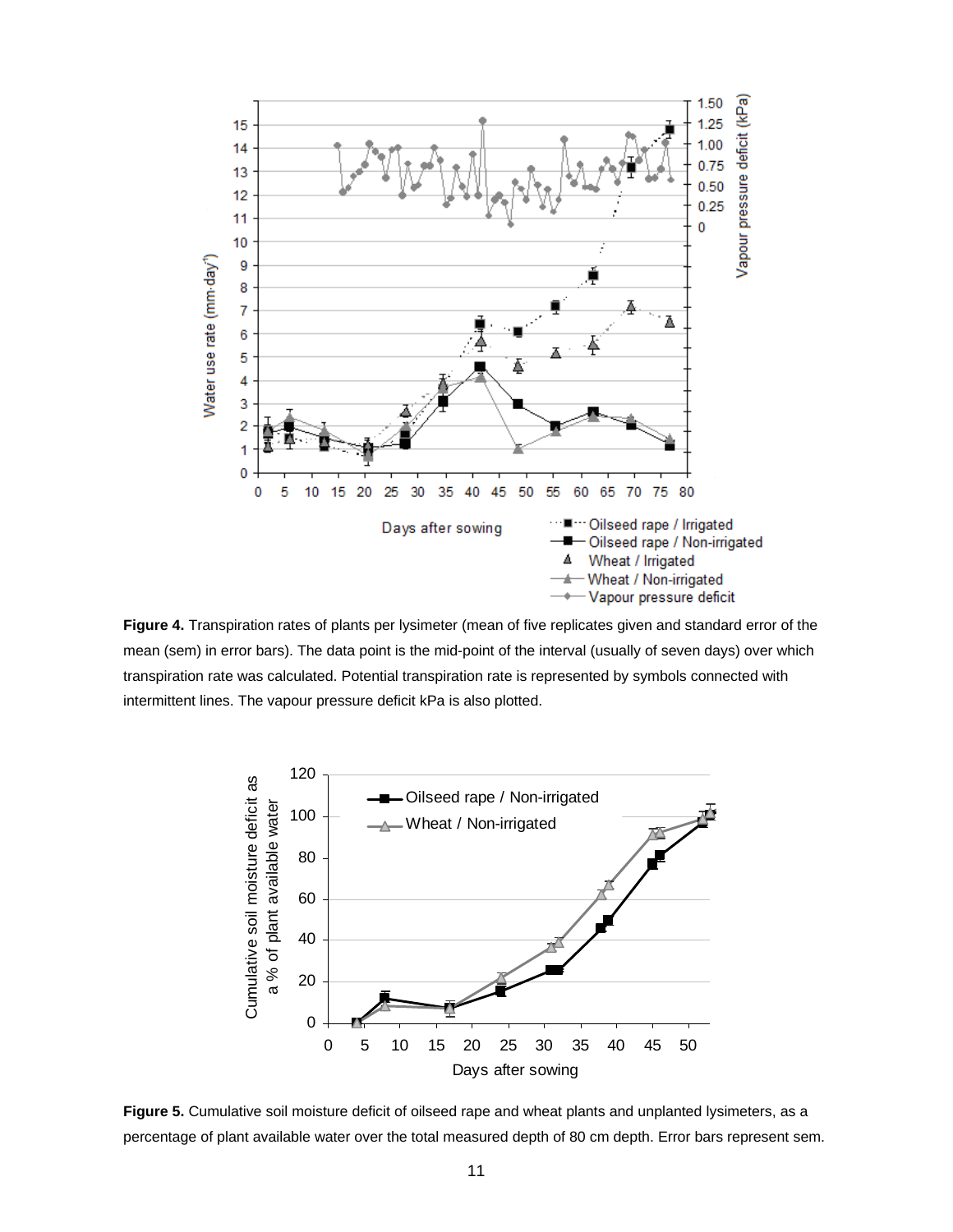**Figure 4.** Transpiration rates of plants per lysimeter (mean of five replicates given and standard error of the mean (sem) in error bars). The data point is the mid-point of the interval (usually of seven days) over which transpiration rate was calculated. Potential transpiration rate is represented by symbols connected with intermittent lines. The vapour pressure deficit kPa is also plotted.

**Figure 5.** Cumulative soil moisture deficit of oilseed rape and wheat plants and unplanted lysimeters, as a percentage of plant available water over the total measured depth of 80 cm depth. Error bars represent sem.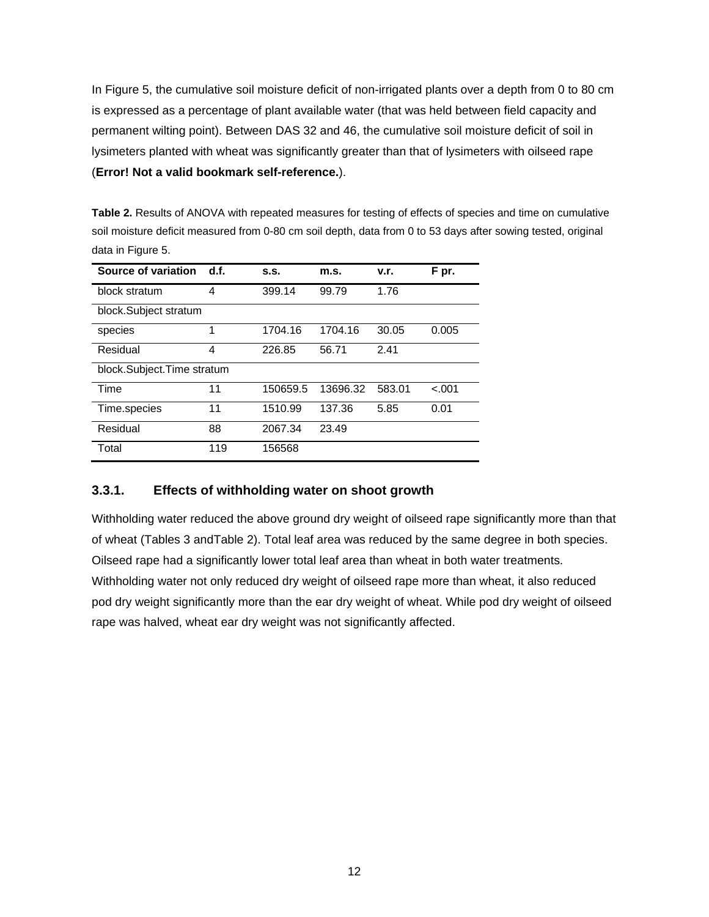In Figure 5, the cumulative soil moisture deficit of non-irrigated plants over a depth from 0 to 80 cm is expressed as a percentage of plant available water (that was held between field capacity and permanent wilting point). Between DAS 32 and 46, the cumulative soil moisture deficit of soil in lysimeters planted with wheat was significantly greater than that of lysimeters with oilseed rape (**Error! Not a valid bookmark self-reference.**).

**Table 2.** Results of ANOVA with repeated measures for testing of effects of species and time on cumulative soil moisture deficit measured from 0-80 cm soil depth, data from 0 to 53 days after sowing tested, original data in Figure 5.

| Source of variation | d.f. | s.s. | m.s. | v.r. | F pr. |
|---|---|---|---|---|---|
| block stratum | 4 | 399.14 | 99.79 | 1.76 | |
| block.Subject stratum | | | | | |
| species | 1 | 1704.16 | 1704.16 | 30.05 | 0.005 |
| Residual | 4 | 226.85 | 56.71 | 2.41 | |
| block.Subject.Time stratum | | | | | |
| Time | 11 | 150659.5 | 13696.32 | 583.01 | <.001 |
| Time.species | 11 | 1510.99 | 137.36 | 5.85 | 0.01 |
| Residual | 88 | 2067.34 | 23.49 | | |
| Total | 119 | 156568 | | | |

### 3.3.1. Effects of withholding water on shoot growth

Withholding water reduced the above ground dry weight of oilseed rape significantly more than that of wheat (Tables 3 andTable 2). Total leaf area was reduced by the same degree in both species. Oilseed rape had a significantly lower total leaf area than wheat in both water treatments. Withholding water not only reduced dry weight of oilseed rape more than wheat, it also reduced pod dry weight significantly more than the ear dry weight of wheat. While pod dry weight of oilseed rape was halved, wheat ear dry weight was not significantly affected.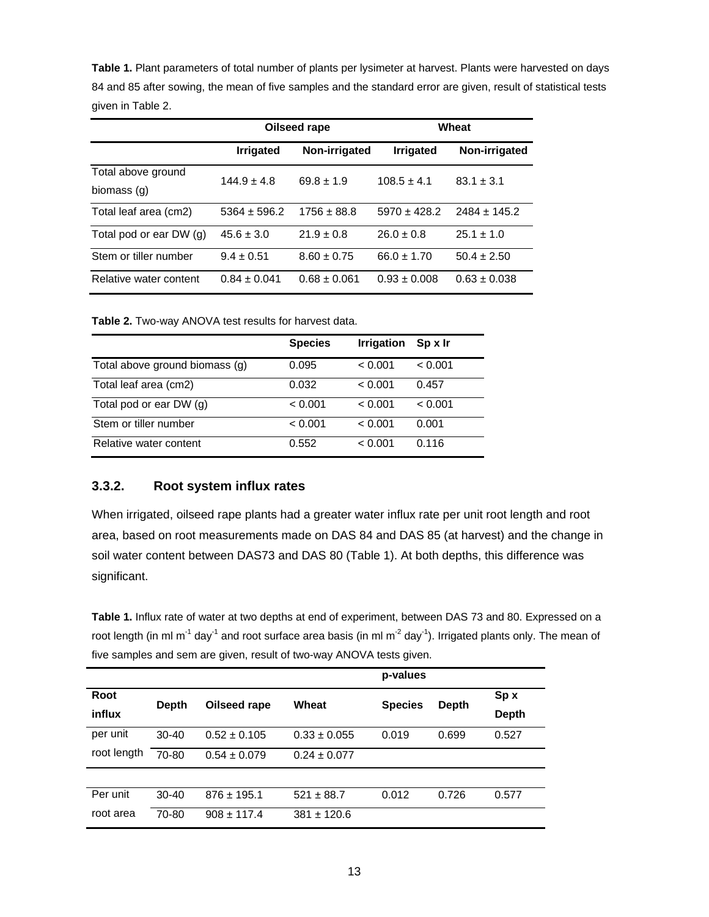**Table 1.** Plant parameters of total number of plants per lysimeter at harvest. Plants were harvested on days 84 and 85 after sowing, the mean of five samples and the standard error are given, result of statistical tests given in Table 2.

| | Oilseed rape | | Wheat | |
|---|---|---|---|---|
| | **Irrigated** | **Non-irrigated** | **Irrigated** | **Non-irrigated** |
| Total above ground biomass (g) | 144.9 ± 4.8 | 69.8 ± 1.9 | 108.5 ± 4.1 | 83.1 ± 3.1 |
| Total leaf area (cm2) | 5364 ± 596.2 | 1756 ± 88.8 | 5970 ± 428.2 | 2484 ± 145.2 |
| Total pod or ear DW (g) | 45.6 ± 3.0 | 21.9 ± 0.8 | 26.0 ± 0.8 | 25.1 ± 1.0 |
| Stem or tiller number | 9.4 ± 0.51 | 8.60 ± 0.75 | 66.0 ± 1.70 | 50.4 ± 2.50 |
| Relative water content | 0.84 ± 0.041 | 0.68 ± 0.061 | 0.93 ± 0.008 | 0.63 ± 0.038 |

**Table 2.** Two-way ANOVA test results for harvest data.

| | Species | Irrigation | Sp x Ir |
|---|---|---|---|
| Total above ground biomass (g) | 0.095 | < 0.001 | < 0.001 |
| Total leaf area (cm2) | 0.032 | < 0.001 | 0.457 |
| Total pod or ear DW (g) | < 0.001 | < 0.001 | < 0.001 |
| Stem or tiller number | < 0.001 | < 0.001 | 0.001 |
| Relative water content | 0.552 | < 0.001 | 0.116 |

### 3.3.2. Root system influx rates

When irrigated, oilseed rape plants had a greater water influx rate per unit root length and root area, based on root measurements made on DAS 84 and DAS 85 (at harvest) and the change in soil water content between DAS73 and DAS 80 (Table 1). At both depths, this difference was significant.

**Table 1.** Influx rate of water at two depths at end of experiment, between DAS 73 and 80. Expressed on a root length (in ml $m^{-1}$ $day^{-1}$ and root surface area basis (in ml $m^{-2}$ $day^{-1}$). Irrigated plants only. The mean of five samples and sem are given, result of two-way ANOVA tests given.

| | | | | p-values | | |
|---|---|---|---|---|---|---|
| **Root influx** | **Depth** | **Oilseed rape** | **Wheat** | **Species** | **Depth** | **Sp x Depth** |
| per unit root length | 30-40 | 0.52 ± 0.105 | 0.33 ± 0.055 | 0.019 | 0.699 | 0.527 |
| | 70-80 | 0.54 ± 0.079 | 0.24 ± 0.077 | | | |
| Per unit root area | 30-40 | 876 ± 195.1 | 521 ± 88.7 | 0.012 | 0.726 | 0.577 |
| | 70-80 | 908 ± 117.4 | 381 ± 120.6 | | | |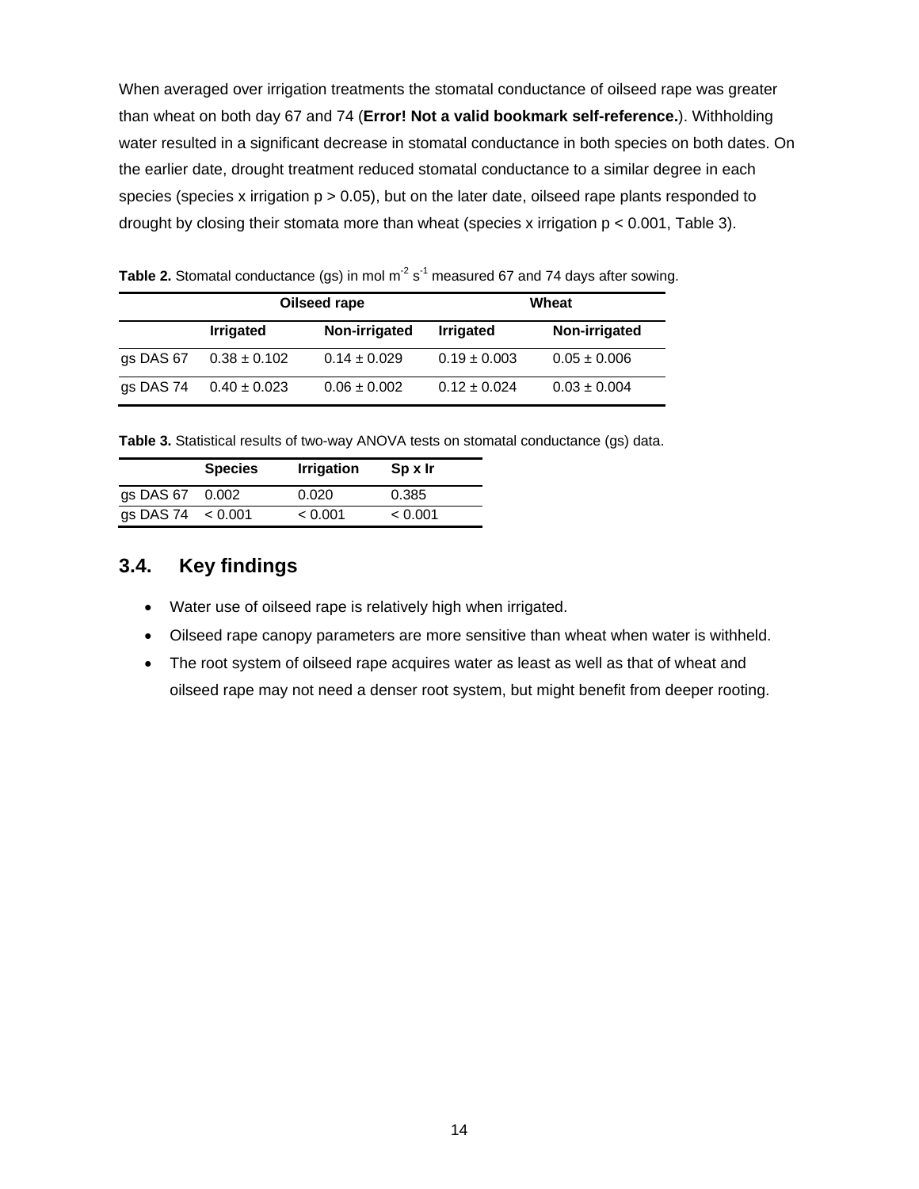When averaged over irrigation treatments the stomatal conductance of oilseed rape was greater than wheat on both day 67 and 74 (**Error! Not a valid bookmark self-reference.**). Withholding water resulted in a significant decrease in stomatal conductance in both species on both dates. On the earlier date, drought treatment reduced stomatal conductance to a similar degree in each species (species x irrigation $p > 0.05$), but on the later date, oilseed rape plants responded to drought by closing their stomata more than wheat (species x irrigation $p < 0.001$, Table 3).

**Table 2.** Stomatal conductance (gs) in mol $m^{-2}$ $s^{-1}$ measured 67 and 74 days after sowing.

| | **Oilseed rape** | | **Wheat** | |
|---|---|---|---|---|
| | **Irrigated** | **Non-irrigated** | **Irrigated** | **Non-irrigated** |
| gs DAS 67 | 0.38 ± 0.102 | 0.14 ± 0.029 | 0.19 ± 0.003 | 0.05 ± 0.006 |
| gs DAS 74 | 0.40 ± 0.023 | 0.06 ± 0.002 | 0.12 ± 0.024 | 0.03 ± 0.004 |

**Table 3.** Statistical results of two-way ANOVA tests on stomatal conductance (gs) data.

| | **Species** | **Irrigation** | **Sp x Ir** |
|---|---|---|---|
| gs DAS 67 | 0.002 | 0.020 | 0.385 |
| gs DAS 74 | < 0.001 | < 0.001 | < 0.001 |

## 3.4. Key findings

- Water use of oilseed rape is relatively high when irrigated.
- Oilseed rape canopy parameters are more sensitive than wheat when water is withheld.
- The root system of oilseed rape acquires water as least as well as that of wheat and oilseed rape may not need a denser root system, but might benefit from deeper rooting.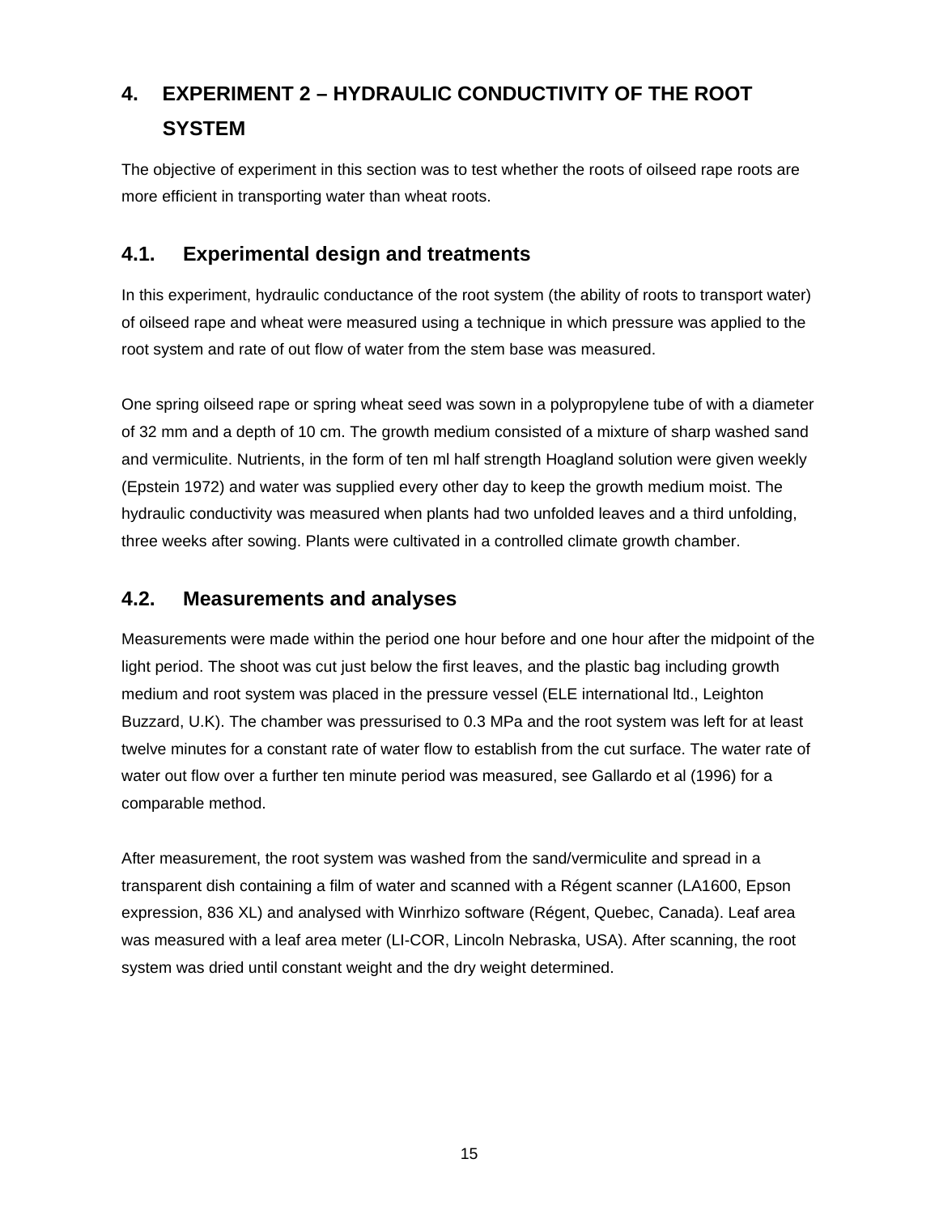# 4. EXPERIMENT 2 – HYDRAULIC CONDUCTIVITY OF THE ROOT SYSTEM

The objective of experiment in this section was to test whether the roots of oilseed rape roots are more efficient in transporting water than wheat roots.

## 4.1. Experimental design and treatments

In this experiment, hydraulic conductance of the root system (the ability of roots to transport water) of oilseed rape and wheat were measured using a technique in which pressure was applied to the root system and rate of out flow of water from the stem base was measured.

One spring oilseed rape or spring wheat seed was sown in a polypropylene tube of with a diameter of 32 mm and a depth of 10 cm. The growth medium consisted of a mixture of sharp washed sand and vermiculite. Nutrients, in the form of ten ml half strength Hoagland solution were given weekly (Epstein 1972) and water was supplied every other day to keep the growth medium moist. The hydraulic conductivity was measured when plants had two unfolded leaves and a third unfolding, three weeks after sowing. Plants were cultivated in a controlled climate growth chamber.

## 4.2. Measurements and analyses

Measurements were made within the period one hour before and one hour after the midpoint of the light period. The shoot was cut just below the first leaves, and the plastic bag including growth medium and root system was placed in the pressure vessel (ELE international ltd., Leighton Buzzard, U.K). The chamber was pressurised to 0.3 MPa and the root system was left for at least twelve minutes for a constant rate of water flow to establish from the cut surface. The water rate of water out flow over a further ten minute period was measured, see Gallardo et al (1996) for a comparable method.

After measurement, the root system was washed from the sand/vermiculite and spread in a transparent dish containing a film of water and scanned with a Régent scanner (LA1600, Epson expression, 836 XL) and analysed with Winrhizo software (Régent, Quebec, Canada). Leaf area was measured with a leaf area meter (LI-COR, Lincoln Nebraska, USA). After scanning, the root system was dried until constant weight and the dry weight determined.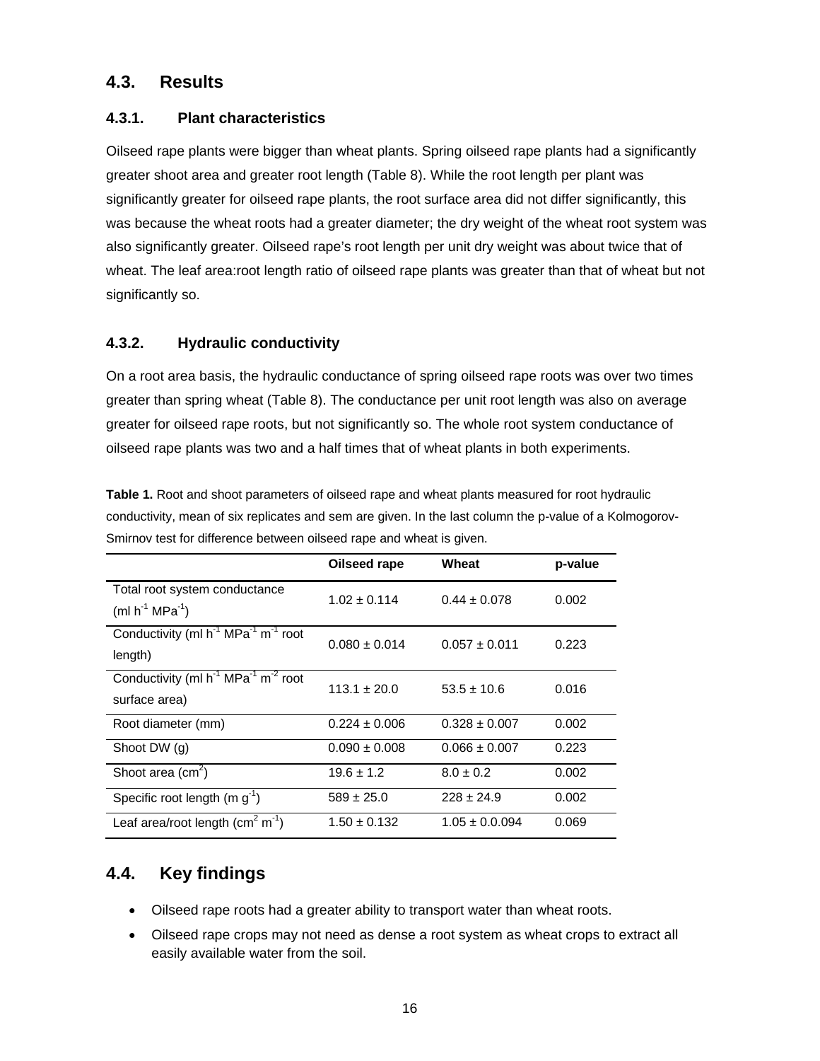## 4.3. Results

### 4.3.1. Plant characteristics

Oilseed rape plants were bigger than wheat plants. Spring oilseed rape plants had a significantly greater shoot area and greater root length (Table 8). While the root length per plant was significantly greater for oilseed rape plants, the root surface area did not differ significantly, this was because the wheat roots had a greater diameter; the dry weight of the wheat root system was also significantly greater. Oilseed rape's root length per unit dry weight was about twice that of wheat. The leaf area:root length ratio of oilseed rape plants was greater than that of wheat but not significantly so.

### 4.3.2. Hydraulic conductivity

On a root area basis, the hydraulic conductance of spring oilseed rape roots was over two times greater than spring wheat (Table 8). The conductance per unit root length was also on average greater for oilseed rape roots, but not significantly so. The whole root system conductance of oilseed rape plants was two and a half times that of wheat plants in both experiments.

**Table 1.** Root and shoot parameters of oilseed rape and wheat plants measured for root hydraulic conductivity, mean of six replicates and sem are given. In the last column the p-value of a Kolmogorov-Smirnov test for difference between oilseed rape and wheat is given.

| | Oilseed rape | Wheat | p-value |
|---|---|---|---|
| Total root system conductance (ml $h^{-1}$ $MPa^{-1}$) | 1.02 ± 0.114 | 0.44 ± 0.078 | 0.002 |
| Conductivity (ml $h^{-1}$ $MPa^{-1}$ $m^{-1}$ root length) | 0.080 ± 0.014 | 0.057 ± 0.011 | 0.223 |
| Conductivity (ml $h^{-1}$ $MPa^{-1}$ $m^{-2}$ root surface area) | 113.1 ± 20.0 | 53.5 ± 10.6 | 0.016 |
| Root diameter (mm) | 0.224 ± 0.006 | 0.328 ± 0.007 | 0.002 |
| Shoot DW (g) | 0.090 ± 0.008 | 0.066 ± 0.007 | 0.223 |
| Shoot area ($cm^2$) | 19.6 ± 1.2 | 8.0 ± 0.2 | 0.002 |
| Specific root length (m $g^{-1}$) | 589 ± 25.0 | 228 ± 24.9 | 0.002 |
| Leaf area/root length ($cm^2$ $m^{-1}$) | 1.50 ± 0.132 | 1.05 ± 0.0.094 | 0.069 |

## 4.4. Key findings

- Oilseed rape roots had a greater ability to transport water than wheat roots.
- Oilseed rape crops may not need as dense a root system as wheat crops to extract all easily available water from the soil.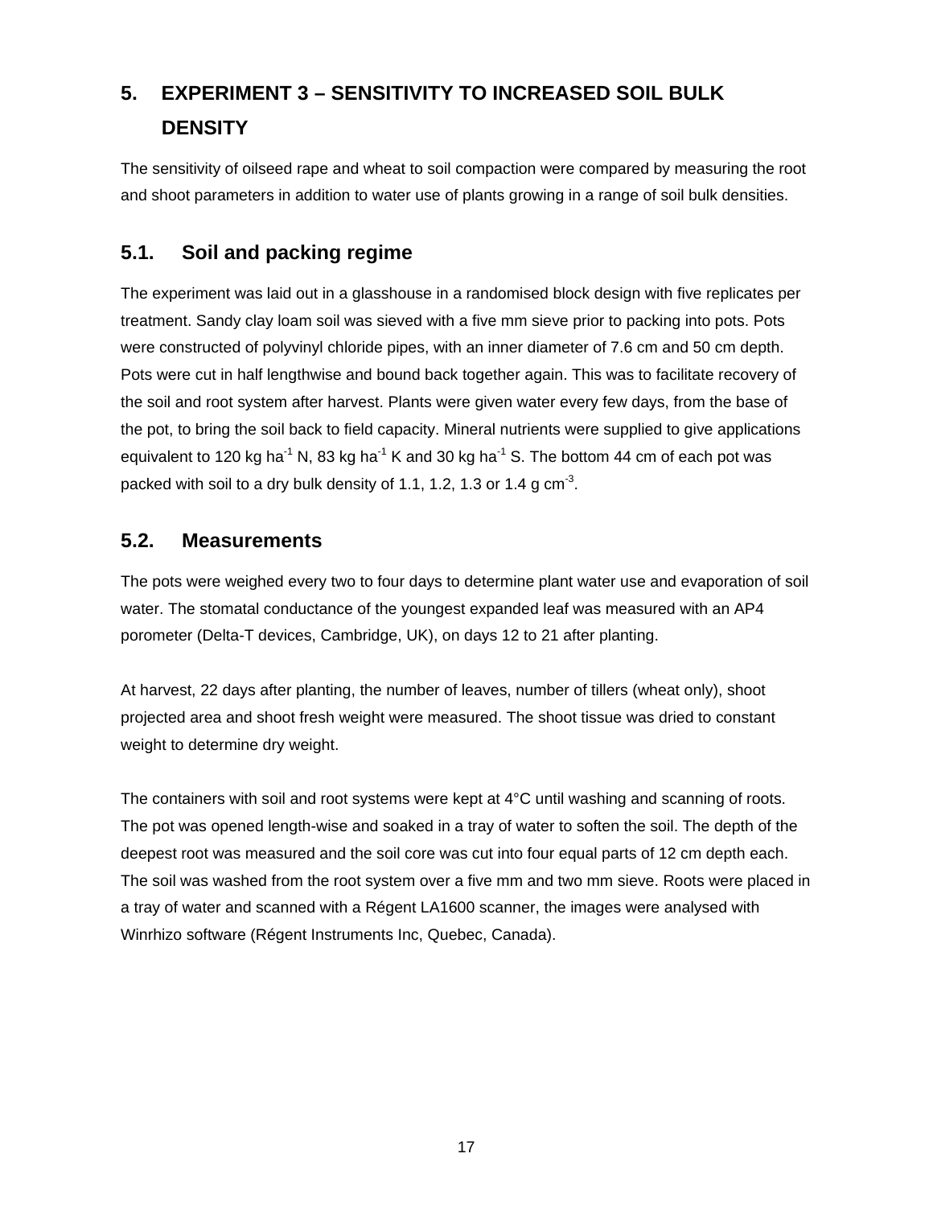# 5. EXPERIMENT 3 – SENSITIVITY TO INCREASED SOIL BULK DENSITY

The sensitivity of oilseed rape and wheat to soil compaction were compared by measuring the root and shoot parameters in addition to water use of plants growing in a range of soil bulk densities.

## 5.1. Soil and packing regime

The experiment was laid out in a glasshouse in a randomised block design with five replicates per treatment. Sandy clay loam soil was sieved with a five mm sieve prior to packing into pots. Pots were constructed of polyvinyl chloride pipes, with an inner diameter of 7.6 cm and 50 cm depth. Pots were cut in half lengthwise and bound back together again. This was to facilitate recovery of the soil and root system after harvest. Plants were given water every few days, from the base of the pot, to bring the soil back to field capacity. Mineral nutrients were supplied to give applications equivalent to 120 kg $ha^{-1}$ N, 83 kg $ha^{-1}$ K and 30 kg $ha^{-1}$ S. The bottom 44 cm of each pot was packed with soil to a dry bulk density of 1.1, 1.2, 1.3 or 1.4 g $cm^{-3}$.

## 5.2. Measurements

The pots were weighed every two to four days to determine plant water use and evaporation of soil water. The stomatal conductance of the youngest expanded leaf was measured with an AP4 porometer (Delta-T devices, Cambridge, UK), on days 12 to 21 after planting.

At harvest, 22 days after planting, the number of leaves, number of tillers (wheat only), shoot projected area and shoot fresh weight were measured. The shoot tissue was dried to constant weight to determine dry weight.

The containers with soil and root systems were kept at 4°C until washing and scanning of roots. The pot was opened length-wise and soaked in a tray of water to soften the soil. The depth of the deepest root was measured and the soil core was cut into four equal parts of 12 cm depth each. The soil was washed from the root system over a five mm and two mm sieve. Roots were placed in a tray of water and scanned with a Régent LA1600 scanner, the images were analysed with Winrhizo software (Régent Instruments Inc, Quebec, Canada).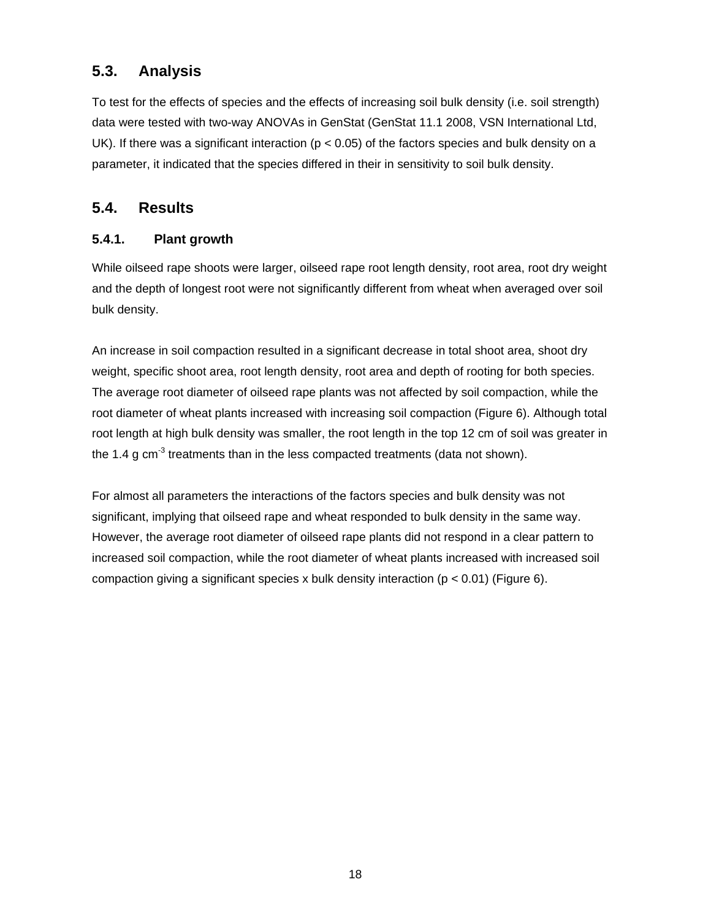## 5.3. Analysis

To test for the effects of species and the effects of increasing soil bulk density (i.e. soil strength) data were tested with two-way ANOVAs in GenStat (GenStat 11.1 2008, VSN International Ltd, UK). If there was a significant interaction ($p < 0.05$) of the factors species and bulk density on a parameter, it indicated that the species differed in their in sensitivity to soil bulk density.

## 5.4. Results

### 5.4.1. Plant growth

While oilseed rape shoots were larger, oilseed rape root length density, root area, root dry weight and the depth of longest root were not significantly different from wheat when averaged over soil bulk density.

An increase in soil compaction resulted in a significant decrease in total shoot area, shoot dry weight, specific shoot area, root length density, root area and depth of rooting for both species. The average root diameter of oilseed rape plants was not affected by soil compaction, while the root diameter of wheat plants increased with increasing soil compaction (Figure 6). Although total root length at high bulk density was smaller, the root length in the top 12 cm of soil was greater in the 1.4 g $cm^{-3}$ treatments than in the less compacted treatments (data not shown).

For almost all parameters the interactions of the factors species and bulk density was not significant, implying that oilseed rape and wheat responded to bulk density in the same way. However, the average root diameter of oilseed rape plants did not respond in a clear pattern to increased soil compaction, while the root diameter of wheat plants increased with increased soil compaction giving a significant species x bulk density interaction ($p < 0.01$) (Figure 6).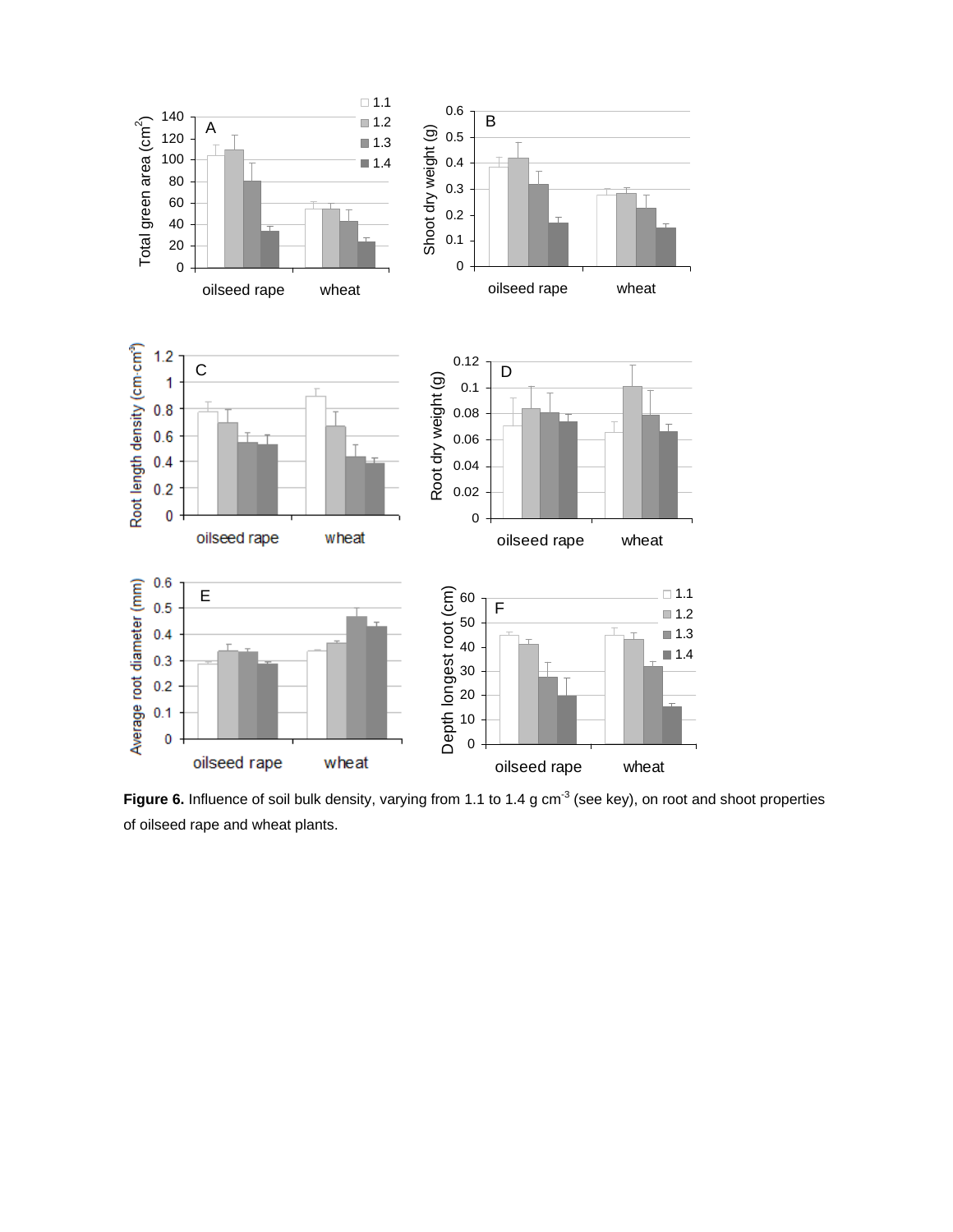**Figure 6.** Influence of soil bulk density, varying from 1.1 to 1.4 g cm$^{-3}$ (see key), on root and shoot properties of oilseed rape and wheat plants.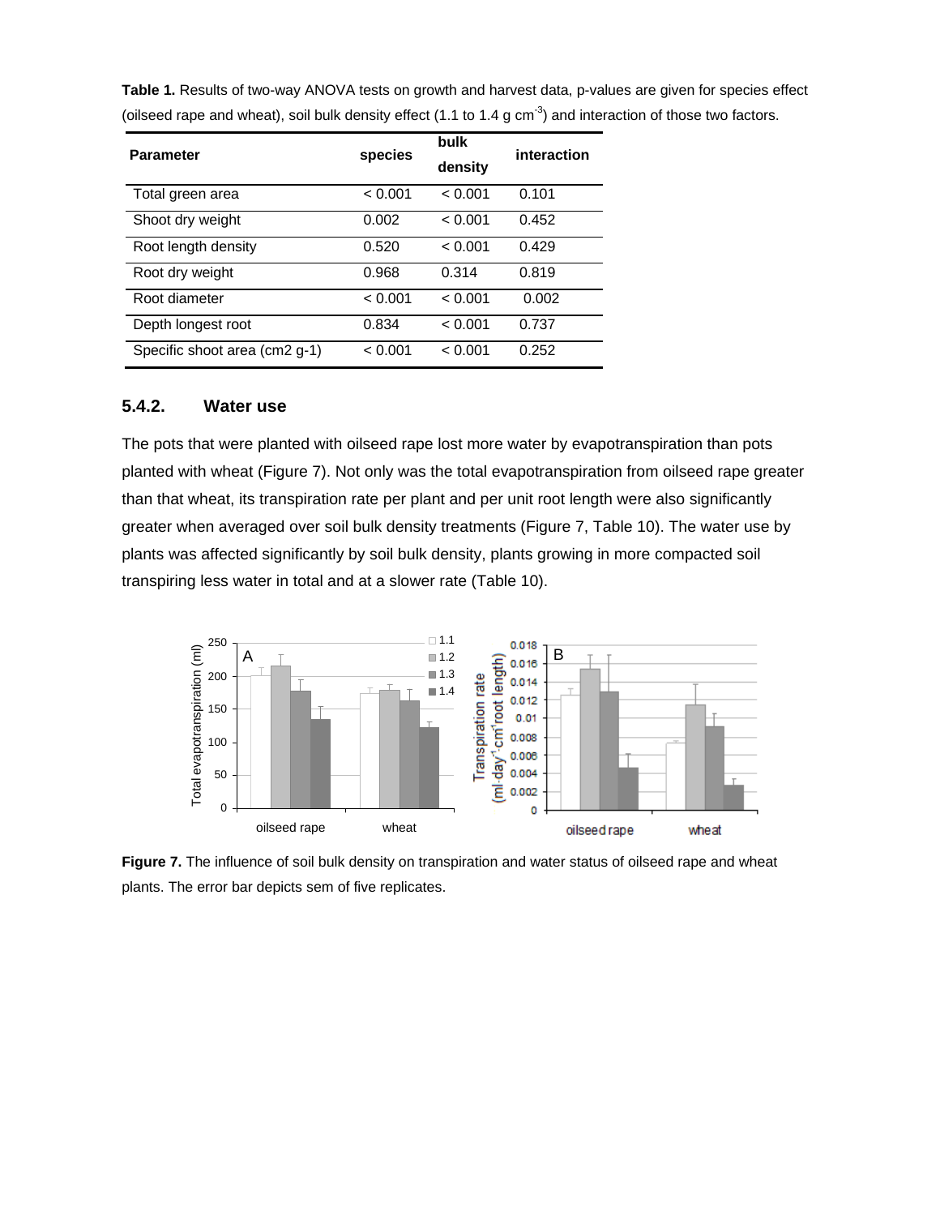**Table 1.** Results of two-way ANOVA tests on growth and harvest data, p-values are given for species effect (oilseed rape and wheat), soil bulk density effect (1.1 to 1.4 g $cm^{-3}$) and interaction of those two factors.

| Parameter | species | bulk density | interaction |
|---|---|---|---|
| Total green area | < 0.001 | < 0.001 | 0.101 |
| Shoot dry weight | 0.002 | < 0.001 | 0.452 |
| Root length density | 0.520 | < 0.001 | 0.429 |
| Root dry weight | 0.968 | 0.314 | 0.819 |
| Root diameter | < 0.001 | < 0.001 | 0.002 |
| Depth longest root | 0.834 | < 0.001 | 0.737 |
| Specific shoot area (cm2 g-1) | < 0.001 | < 0.001 | 0.252 |

### 5.4.2. Water use

The pots that were planted with oilseed rape lost more water by evapotranspiration than pots planted with wheat (Figure 7). Not only was the total evapotranspiration from oilseed rape greater than that wheat, its transpiration rate per plant and per unit root length were also significantly greater when averaged over soil bulk density treatments (Figure 7, Table 10). The water use by plants was affected significantly by soil bulk density, plants growing in more compacted soil transpiring less water in total and at a slower rate (Table 10).

**Figure 7.** The influence of soil bulk density on transpiration and water status of oilseed rape and wheat plants. The error bar depicts sem of five replicates.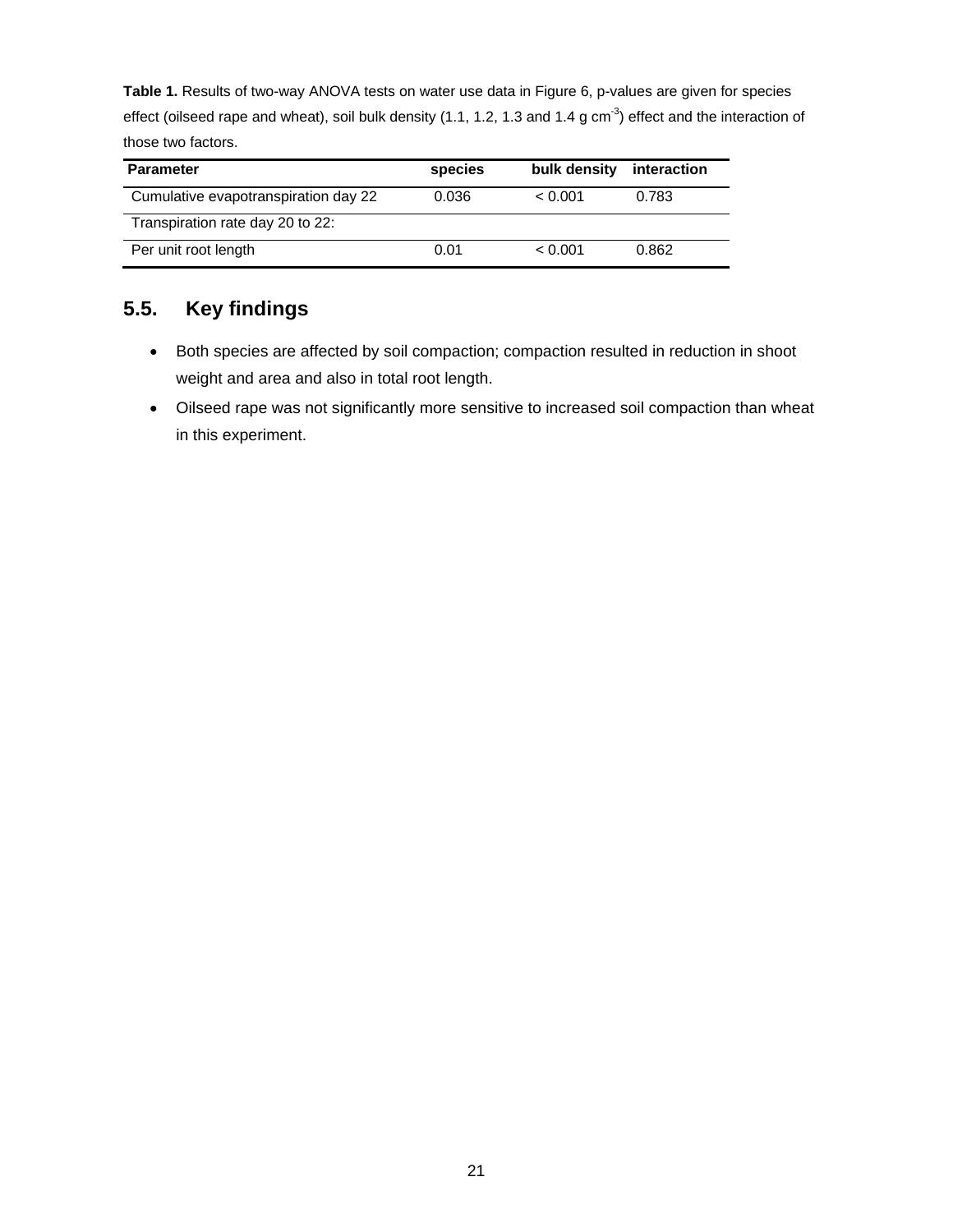**Table 1.** Results of two-way ANOVA tests on water use data in Figure 6, p-values are given for species effect (oilseed rape and wheat), soil bulk density (1.1, 1.2, 1.3 and 1.4 g $cm^{-3}$) effect and the interaction of those two factors.

| Parameter | species | bulk density | interaction |
|---|---|---|---|
| Cumulative evapotranspiration day 22 | 0.036 | < 0.001 | 0.783 |
| Transpiration rate day 20 to 22: | | | |
| Per unit root length | 0.01 | < 0.001 | 0.862 |

## 5.5. Key findings

- Both species are affected by soil compaction; compaction resulted in reduction in shoot weight and area and also in total root length.
- Oilseed rape was not significantly more sensitive to increased soil compaction than wheat in this experiment.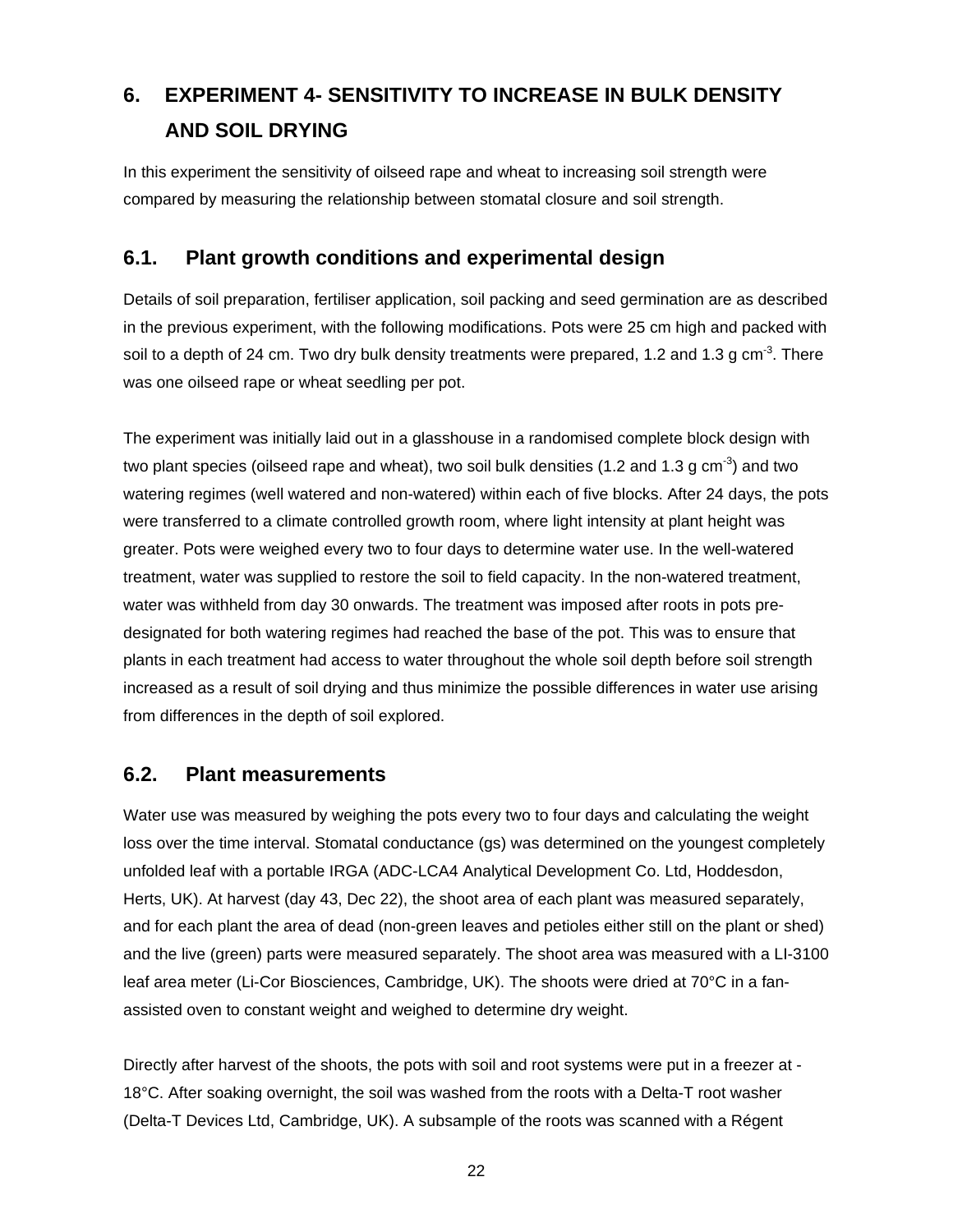## 6. EXPERIMENT 4- SENSITIVITY TO INCREASE IN BULK DENSITY AND SOIL DRYING

In this experiment the sensitivity of oilseed rape and wheat to increasing soil strength were compared by measuring the relationship between stomatal closure and soil strength.

### 6.1. Plant growth conditions and experimental design

Details of soil preparation, fertiliser application, soil packing and seed germination are as described in the previous experiment, with the following modifications. Pots were 25 cm high and packed with soil to a depth of 24 cm. Two dry bulk density treatments were prepared, 1.2 and 1.3 g $cm^{-3}$. There was one oilseed rape or wheat seedling per pot.

The experiment was initially laid out in a glasshouse in a randomised complete block design with two plant species (oilseed rape and wheat), two soil bulk densities (1.2 and 1.3 g $cm^{-3}$) and two watering regimes (well watered and non-watered) within each of five blocks. After 24 days, the pots were transferred to a climate controlled growth room, where light intensity at plant height was greater. Pots were weighed every two to four days to determine water use. In the well-watered treatment, water was supplied to restore the soil to field capacity. In the non-watered treatment, water was withheld from day 30 onwards. The treatment was imposed after roots in pots pre-designated for both watering regimes had reached the base of the pot. This was to ensure that plants in each treatment had access to water throughout the whole soil depth before soil strength increased as a result of soil drying and thus minimize the possible differences in water use arising from differences in the depth of soil explored.

### 6.2. Plant measurements

Water use was measured by weighing the pots every two to four days and calculating the weight loss over the time interval. Stomatal conductance (gs) was determined on the youngest completely unfolded leaf with a portable IRGA (ADC-LCA4 Analytical Development Co. Ltd, Hoddesdon, Herts, UK). At harvest (day 43, Dec 22), the shoot area of each plant was measured separately, and for each plant the area of dead (non-green leaves and petioles either still on the plant or shed) and the live (green) parts were measured separately. The shoot area was measured with a LI-3100 leaf area meter (Li-Cor Biosciences, Cambridge, UK). The shoots were dried at 70°C in a fan-assisted oven to constant weight and weighed to determine dry weight.

Directly after harvest of the shoots, the pots with soil and root systems were put in a freezer at -18°C. After soaking overnight, the soil was washed from the roots with a Delta-T root washer (Delta-T Devices Ltd, Cambridge, UK). A subsample of the roots was scanned with a Régent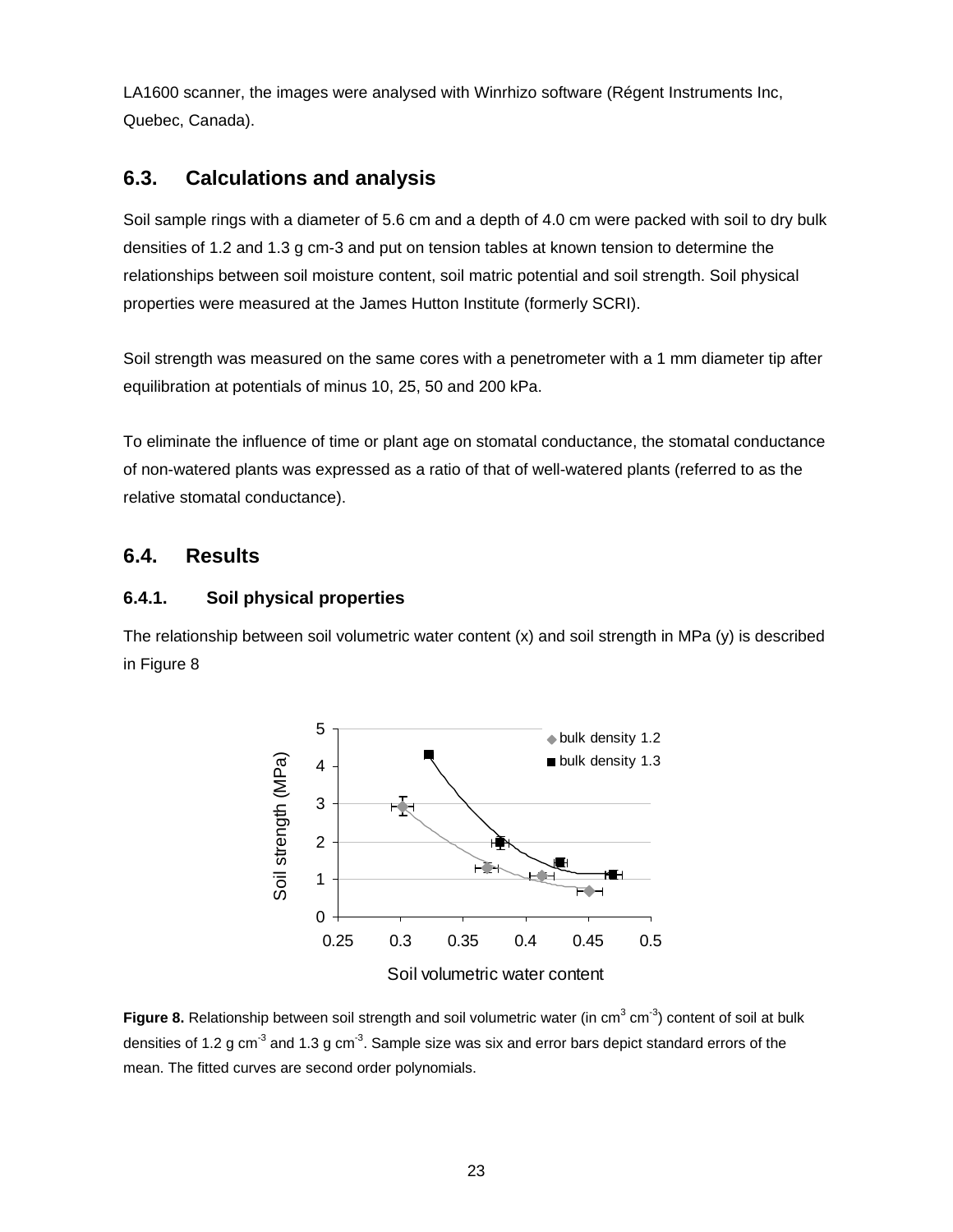LA1600 scanner, the images were analysed with Winrhizo software (Régent Instruments Inc, Quebec, Canada).

## 6.3. Calculations and analysis

Soil sample rings with a diameter of 5.6 cm and a depth of 4.0 cm were packed with soil to dry bulk densities of 1.2 and 1.3 g cm-3 and put on tension tables at known tension to determine the relationships between soil moisture content, soil matric potential and soil strength. Soil physical properties were measured at the James Hutton Institute (formerly SCRI).

Soil strength was measured on the same cores with a penetrometer with a 1 mm diameter tip after equilibration at potentials of minus 10, 25, 50 and 200 kPa.

To eliminate the influence of time or plant age on stomatal conductance, the stomatal conductance of non-watered plants was expressed as a ratio of that of well-watered plants (referred to as the relative stomatal conductance).

## 6.4. Results

### 6.4.1. Soil physical properties

The relationship between soil volumetric water content (x) and soil strength in MPa (y) is described in Figure 8

**Figure 8.** Relationship between soil strength and soil volumetric water (in $cm^3$ $cm^{-3}$) content of soil at bulk densities of 1.2 g $cm^{-3}$ and 1.3 g $cm^{-3}$. Sample size was six and error bars depict standard errors of the mean. The fitted curves are second order polynomials.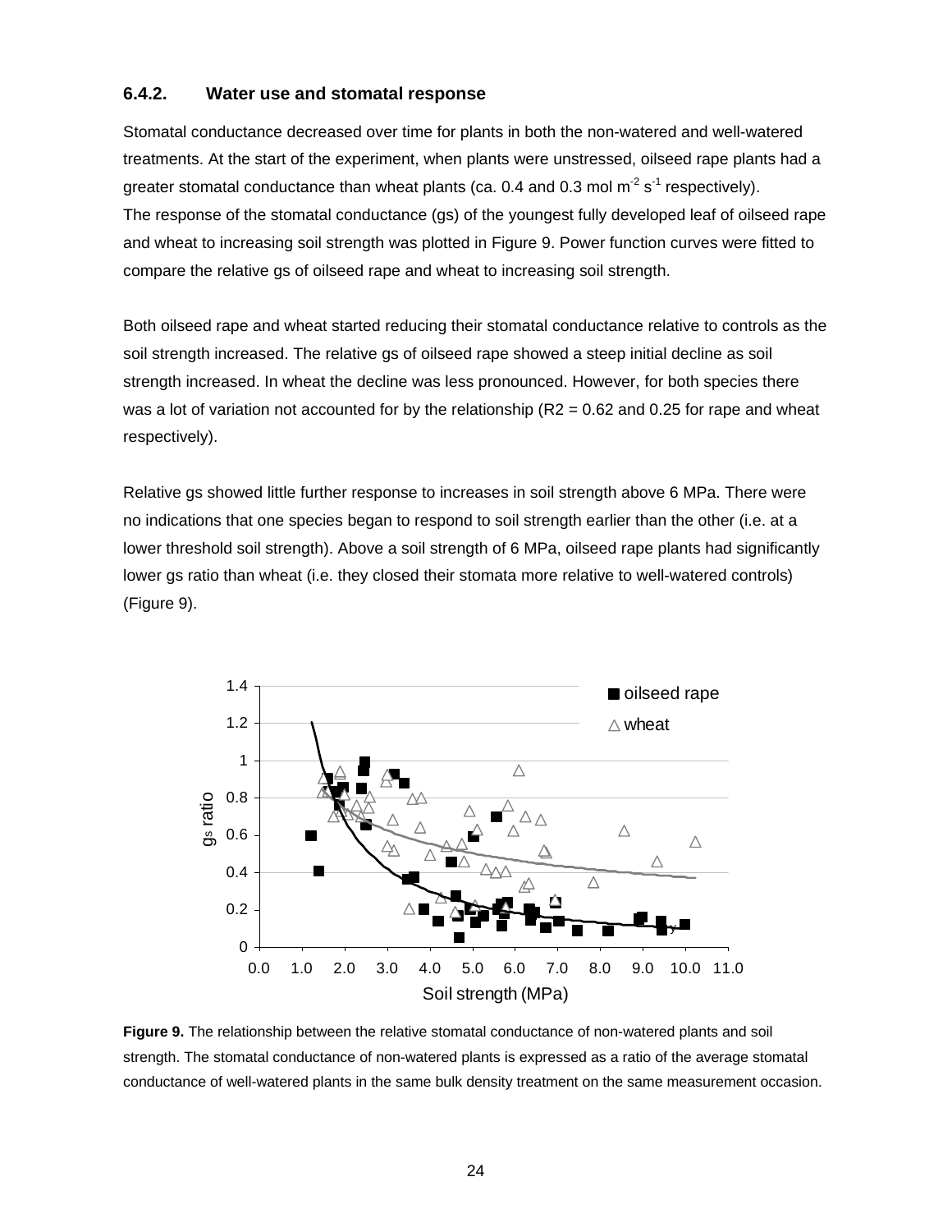### 6.4.2. Water use and stomatal response

Stomatal conductance decreased over time for plants in both the non-watered and well-watered treatments. At the start of the experiment, when plants were unstressed, oilseed rape plants had a greater stomatal conductance than wheat plants (ca. 0.4 and 0.3 mol $m^{-2}$ $s^{-1}$ respectively). The response of the stomatal conductance (gs) of the youngest fully developed leaf of oilseed rape and wheat to increasing soil strength was plotted in Figure 9. Power function curves were fitted to compare the relative gs of oilseed rape and wheat to increasing soil strength.

Both oilseed rape and wheat started reducing their stomatal conductance relative to controls as the soil strength increased. The relative gs of oilseed rape showed a steep initial decline as soil strength increased. In wheat the decline was less pronounced. However, for both species there was a lot of variation not accounted for by the relationship (R2 = 0.62 and 0.25 for rape and wheat respectively).

Relative gs showed little further response to increases in soil strength above 6 MPa. There were no indications that one species began to respond to soil strength earlier than the other (i.e. at a lower threshold soil strength). Above a soil strength of 6 MPa, oilseed rape plants had significantly lower gs ratio than wheat (i.e. they closed their stomata more relative to well-watered controls) (Figure 9).

**Figure 9.** The relationship between the relative stomatal conductance of non-watered plants and soil strength. The stomatal conductance of non-watered plants is expressed as a ratio of the average stomatal conductance of well-watered plants in the same bulk density treatment on the same measurement occasion.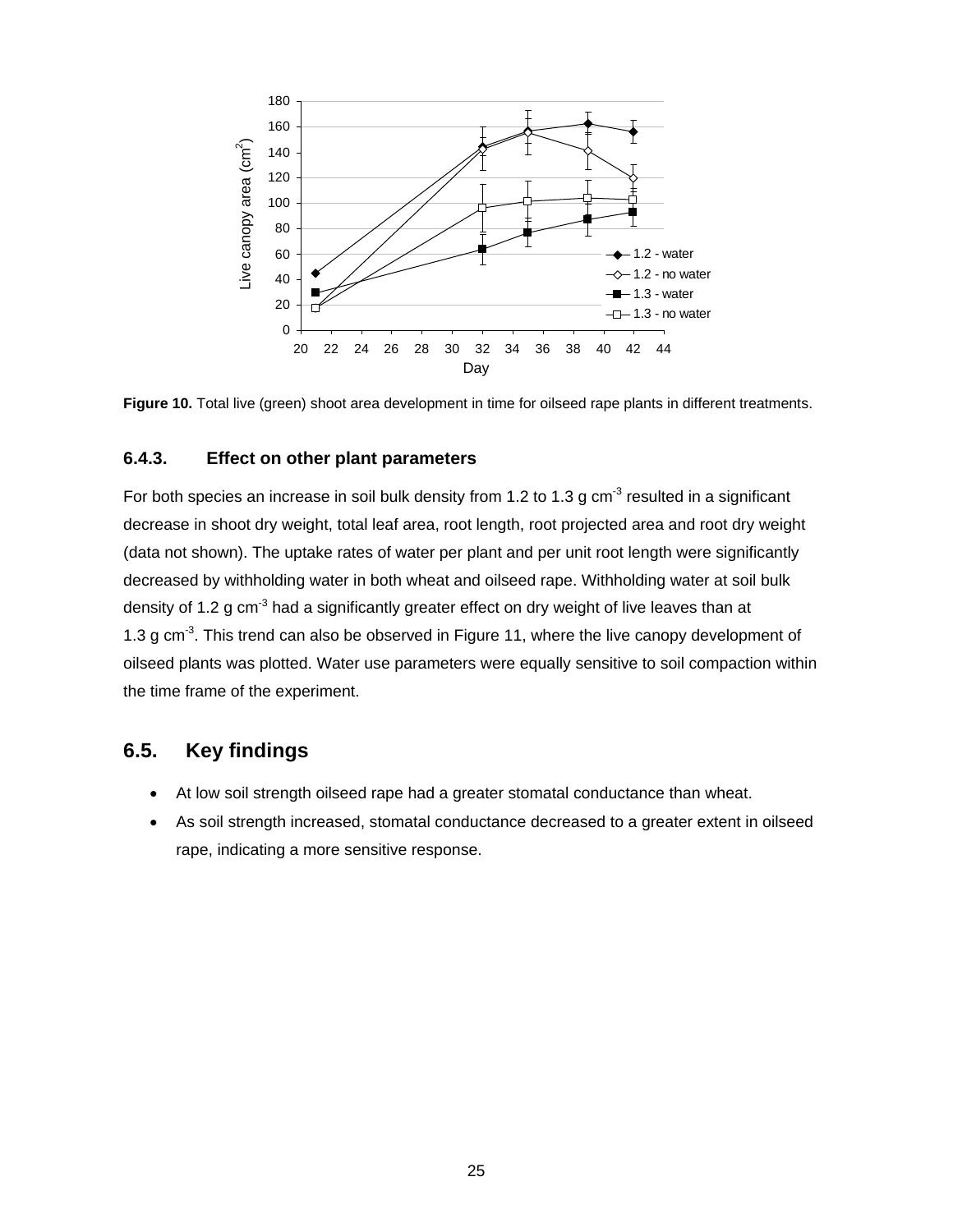**Figure 10.** Total live (green) shoot area development in time for oilseed rape plants in different treatments.

### 6.4.3. Effect on other plant parameters

For both species an increase in soil bulk density from 1.2 to 1.3 g $cm^{-3}$ resulted in a significant decrease in shoot dry weight, total leaf area, root length, root projected area and root dry weight (data not shown). The uptake rates of water per plant and per unit root length were significantly decreased by withholding water in both wheat and oilseed rape. Withholding water at soil bulk density of 1.2 g $cm^{-3}$ had a significantly greater effect on dry weight of live leaves than at 1.3 g $cm^{-3}$. This trend can also be observed in Figure 11, where the live canopy development of oilseed plants was plotted. Water use parameters were equally sensitive to soil compaction within the time frame of the experiment.

## 6.5. Key findings

- At low soil strength oilseed rape had a greater stomatal conductance than wheat.
- As soil strength increased, stomatal conductance decreased to a greater extent in oilseed rape, indicating a more sensitive response.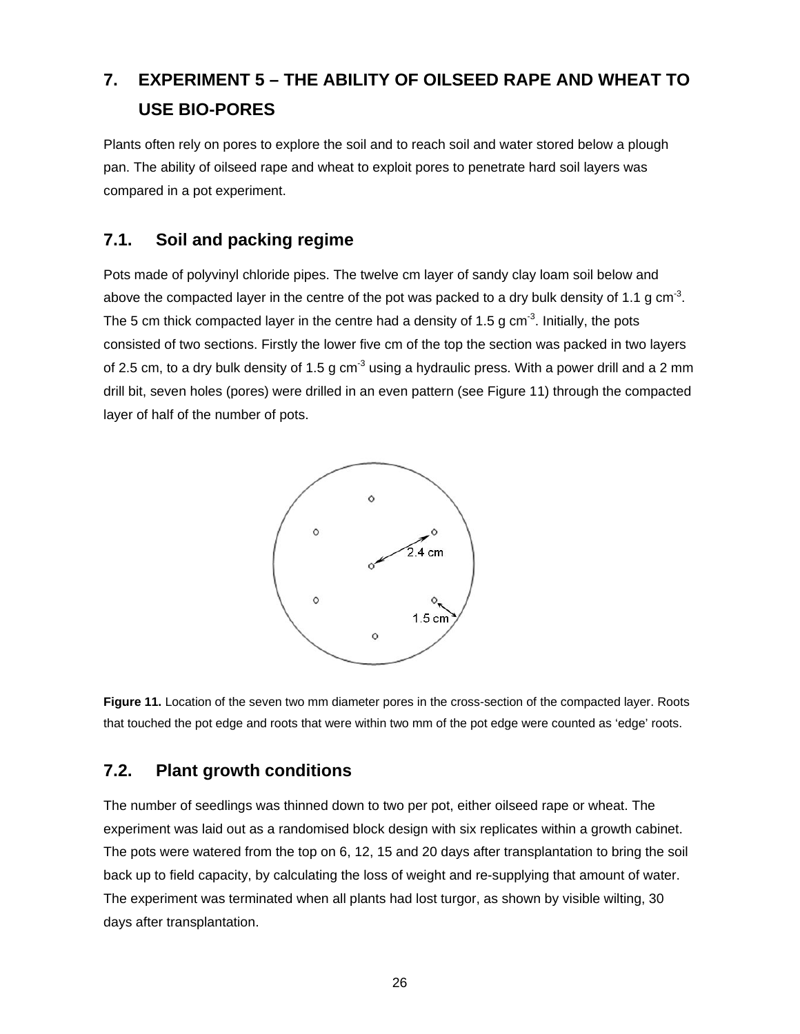# 7. EXPERIMENT 5 – THE ABILITY OF OILSEED RAPE AND WHEAT TO USE BIO-PORES

Plants often rely on pores to explore the soil and to reach soil and water stored below a plough pan. The ability of oilseed rape and wheat to exploit pores to penetrate hard soil layers was compared in a pot experiment.

## 7.1. Soil and packing regime

Pots made of polyvinyl chloride pipes. The twelve cm layer of sandy clay loam soil below and above the compacted layer in the centre of the pot was packed to a dry bulk density of 1.1 g cm$^{-3}$. The 5 cm thick compacted layer in the centre had a density of 1.5 g cm$^{-3}$. Initially, the pots consisted of two sections. Firstly the lower five cm of the top the section was packed in two layers of 2.5 cm, to a dry bulk density of 1.5 g cm$^{-3}$ using a hydraulic press. With a power drill and a 2 mm drill bit, seven holes (pores) were drilled in an even pattern (see Figure 11) through the compacted layer of half of the number of pots.

**Figure 11.** Location of the seven two mm diameter pores in the cross-section of the compacted layer. Roots that touched the pot edge and roots that were within two mm of the pot edge were counted as 'edge' roots.

## 7.2. Plant growth conditions

The number of seedlings was thinned down to two per pot, either oilseed rape or wheat. The experiment was laid out as a randomised block design with six replicates within a growth cabinet. The pots were watered from the top on 6, 12, 15 and 20 days after transplantation to bring the soil back up to field capacity, by calculating the loss of weight and re-supplying that amount of water. The experiment was terminated when all plants had lost turgor, as shown by visible wilting, 30 days after transplantation.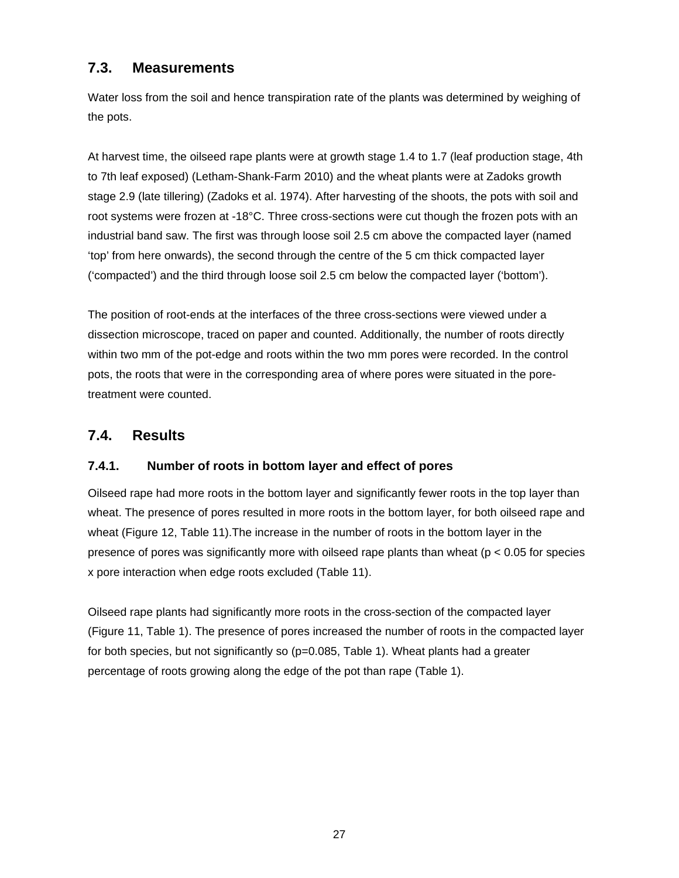## 7.3. Measurements

Water loss from the soil and hence transpiration rate of the plants was determined by weighing of the pots.

At harvest time, the oilseed rape plants were at growth stage 1.4 to 1.7 (leaf production stage, 4th to 7th leaf exposed) (Letham-Shank-Farm 2010) and the wheat plants were at Zadoks growth stage 2.9 (late tillering) (Zadoks et al. 1974). After harvesting of the shoots, the pots with soil and root systems were frozen at -18°C. Three cross-sections were cut though the frozen pots with an industrial band saw. The first was through loose soil 2.5 cm above the compacted layer (named 'top' from here onwards), the second through the centre of the 5 cm thick compacted layer ('compacted') and the third through loose soil 2.5 cm below the compacted layer ('bottom').

The position of root-ends at the interfaces of the three cross-sections were viewed under a dissection microscope, traced on paper and counted. Additionally, the number of roots directly within two mm of the pot-edge and roots within the two mm pores were recorded. In the control pots, the roots that were in the corresponding area of where pores were situated in the pore-treatment were counted.

## 7.4. Results

### 7.4.1. Number of roots in bottom layer and effect of pores

Oilseed rape had more roots in the bottom layer and significantly fewer roots in the top layer than wheat. The presence of pores resulted in more roots in the bottom layer, for both oilseed rape and wheat (Figure 12, Table 11).The increase in the number of roots in the bottom layer in the presence of pores was significantly more with oilseed rape plants than wheat ($p < 0.05$ for species x pore interaction when edge roots excluded (Table 11).

Oilseed rape plants had significantly more roots in the cross-section of the compacted layer (Figure 11, Table 1). The presence of pores increased the number of roots in the compacted layer for both species, but not significantly so ($p=0.085$, Table 1). Wheat plants had a greater percentage of roots growing along the edge of the pot than rape (Table 1).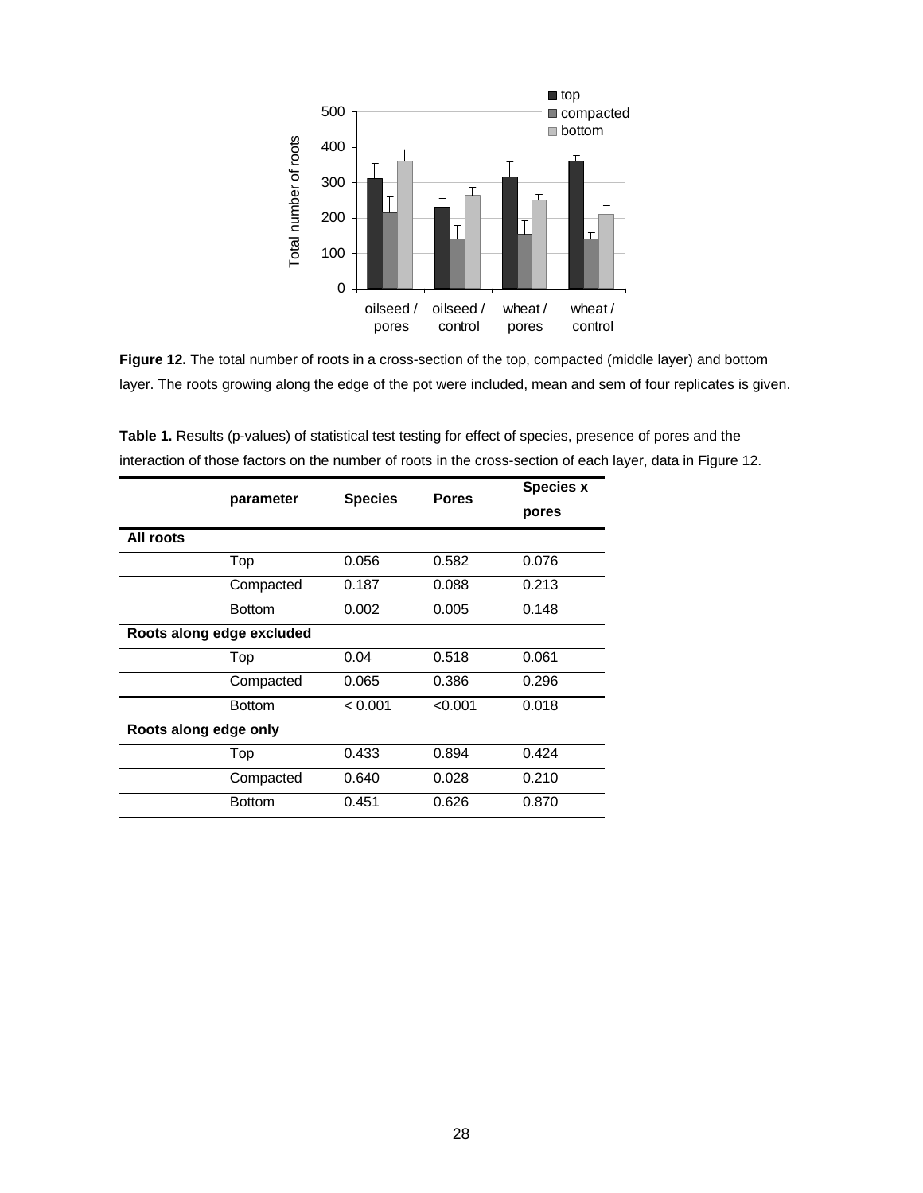**Figure 12.** The total number of roots in a cross-section of the top, compacted (middle layer) and bottom layer. The roots growing along the edge of the pot were included, mean and sem of four replicates is given.

**Table 1.** Results (p-values) of statistical test testing for effect of species, presence of pores and the interaction of those factors on the number of roots in the cross-section of each layer, data in Figure 12.

| | parameter | Species | Pores | Species x pores |
|---|---|---|---|---|
| **All roots** | | | | |
| | Top | 0.056 | 0.582 | 0.076 |
| | Compacted | 0.187 | 0.088 | 0.213 |
| | Bottom | 0.002 | 0.005 | 0.148 |
| **Roots along edge excluded** | | | | |
| | Top | 0.04 | 0.518 | 0.061 |
| | Compacted | 0.065 | 0.386 | 0.296 |
| | Bottom | < 0.001 | <0.001 | 0.018 |
| **Roots along edge only** | | | | |
| | Top | 0.433 | 0.894 | 0.424 |
| | Compacted | 0.640 | 0.028 | 0.210 |
| | Bottom | 0.451 | 0.626 | 0.870 |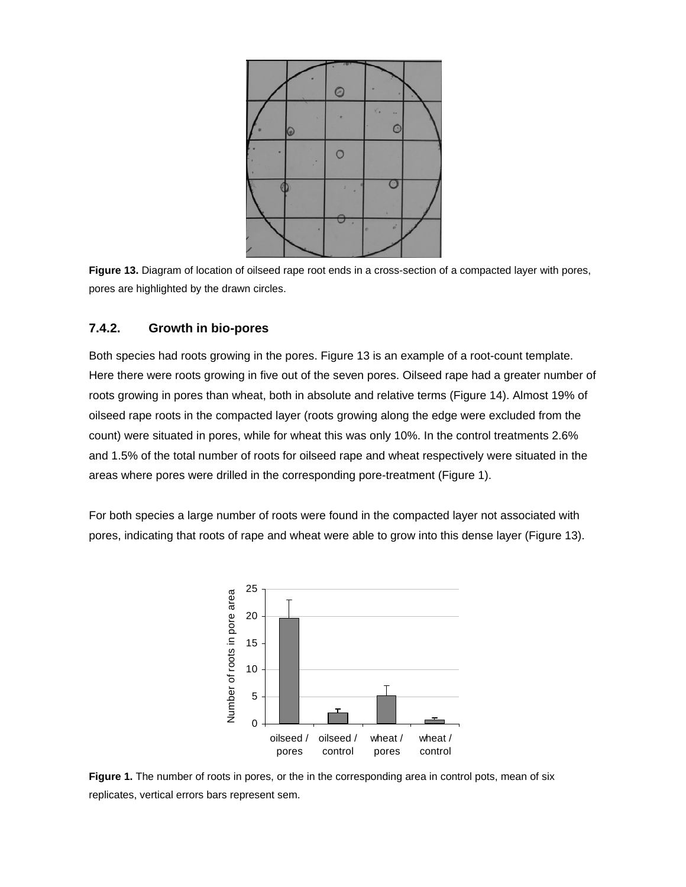Figure 13. Diagram of location of oilseed rape root ends in a cross-section of a compacted layer with pores, pores are highlighted by the drawn circles.

### 7.4.2. Growth in bio-pores

Both species had roots growing in the pores. Figure 13 is an example of a root-count template. Here there were roots growing in five out of the seven pores. Oilseed rape had a greater number of roots growing in pores than wheat, both in absolute and relative terms (Figure 14). Almost 19% of oilseed rape roots in the compacted layer (roots growing along the edge were excluded from the count) were situated in pores, while for wheat this was only 10%. In the control treatments 2.6% and 1.5% of the total number of roots for oilseed rape and wheat respectively were situated in the areas where pores were drilled in the corresponding pore-treatment (Figure 1).

For both species a large number of roots were found in the compacted layer not associated with pores, indicating that roots of rape and wheat were able to grow into this dense layer (Figure 13).

Figure 1. The number of roots in pores, or the in the corresponding area in control pots, mean of six replicates, vertical errors bars represent sem.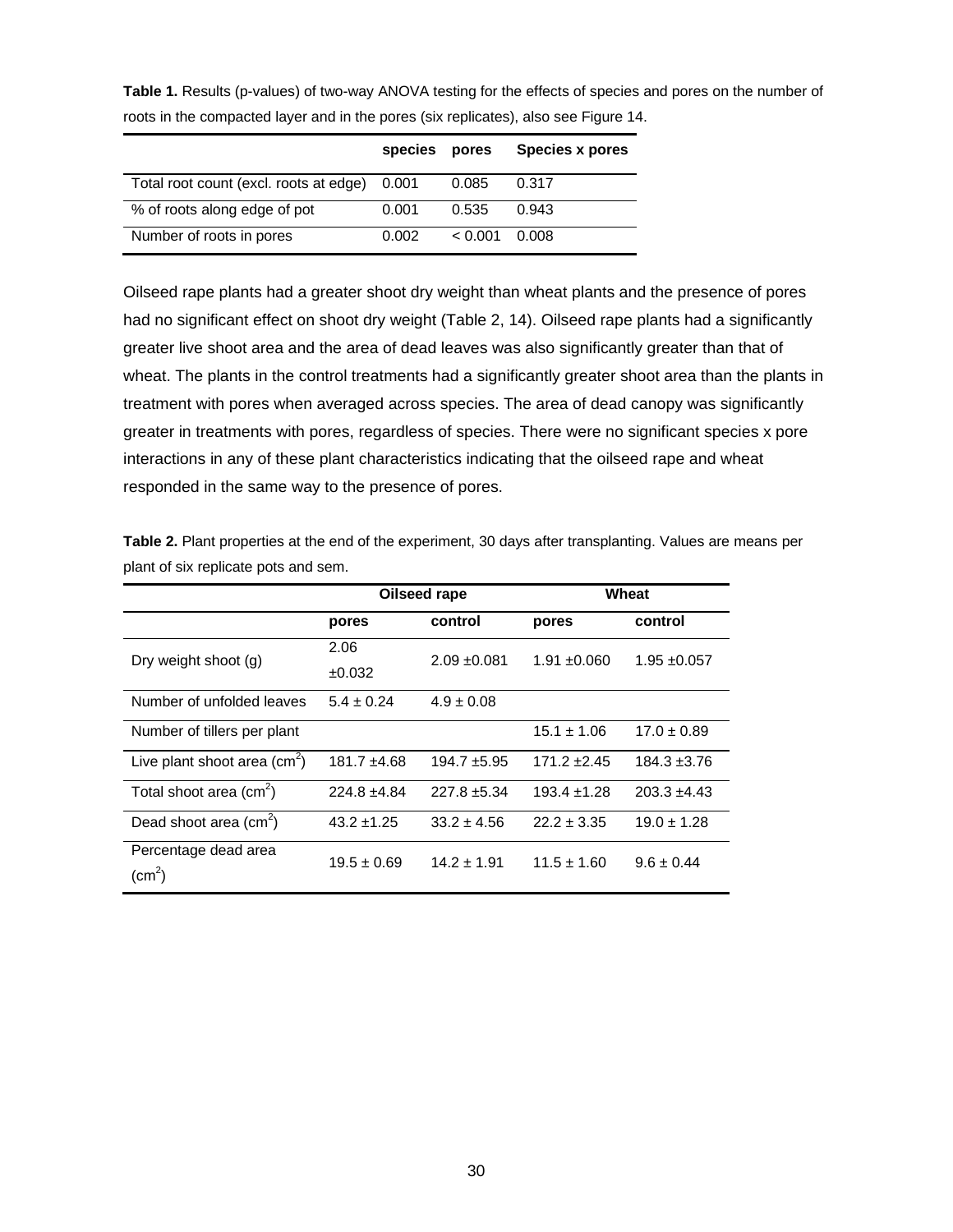**Table 1.** Results (p-values) of two-way ANOVA testing for the effects of species and pores on the number of roots in the compacted layer and in the pores (six replicates), also see Figure 14.

| | species | pores | Species x pores |
|---|---|---|---|
| Total root count (excl. roots at edge) | 0.001 | 0.085 | 0.317 |
| % of roots along edge of pot | 0.001 | 0.535 | 0.943 |
| Number of roots in pores | 0.002 | < 0.001 | 0.008 |

Oilseed rape plants had a greater shoot dry weight than wheat plants and the presence of pores had no significant effect on shoot dry weight (Table 2, 14). Oilseed rape plants had a significantly greater live shoot area and the area of dead leaves was also significantly greater than that of wheat. The plants in the control treatments had a significantly greater shoot area than the plants in treatment with pores when averaged across species. The area of dead canopy was significantly greater in treatments with pores, regardless of species. There were no significant species x pore interactions in any of these plant characteristics indicating that the oilseed rape and wheat responded in the same way to the presence of pores.

**Table 2.** Plant properties at the end of the experiment, 30 days after transplanting. Values are means per plant of six replicate pots and sem.

| | Oilseed rape | | Wheat | |
|---|---|---|---|---|
| | pores | control | pores | control |
| Dry weight shoot (g) | 2.06 ±0.032 | 2.09 ±0.081 | 1.91 ±0.060 | 1.95 ±0.057 |
| Number of unfolded leaves | 5.4 ± 0.24 | 4.9 ± 0.08 | | |
| Number of tillers per plant | | | 15.1 ± 1.06 | 17.0 ± 0.89 |
| Live plant shoot area ($cm^2$) | 181.7 ±4.68 | 194.7 ±5.95 | 171.2 ±2.45 | 184.3 ±3.76 |
| Total shoot area ($cm^2$) | 224.8 ±4.84 | 227.8 ±5.34 | 193.4 ±1.28 | 203.3 ±4.43 |
| Dead shoot area ($cm^2$) | 43.2 ±1.25 | 33.2 ± 4.56 | 22.2 ± 3.35 | 19.0 ± 1.28 |
| Percentage dead area ($cm^2$) | 19.5 ± 0.69 | 14.2 ± 1.91 | 11.5 ± 1.60 | 9.6 ± 0.44 |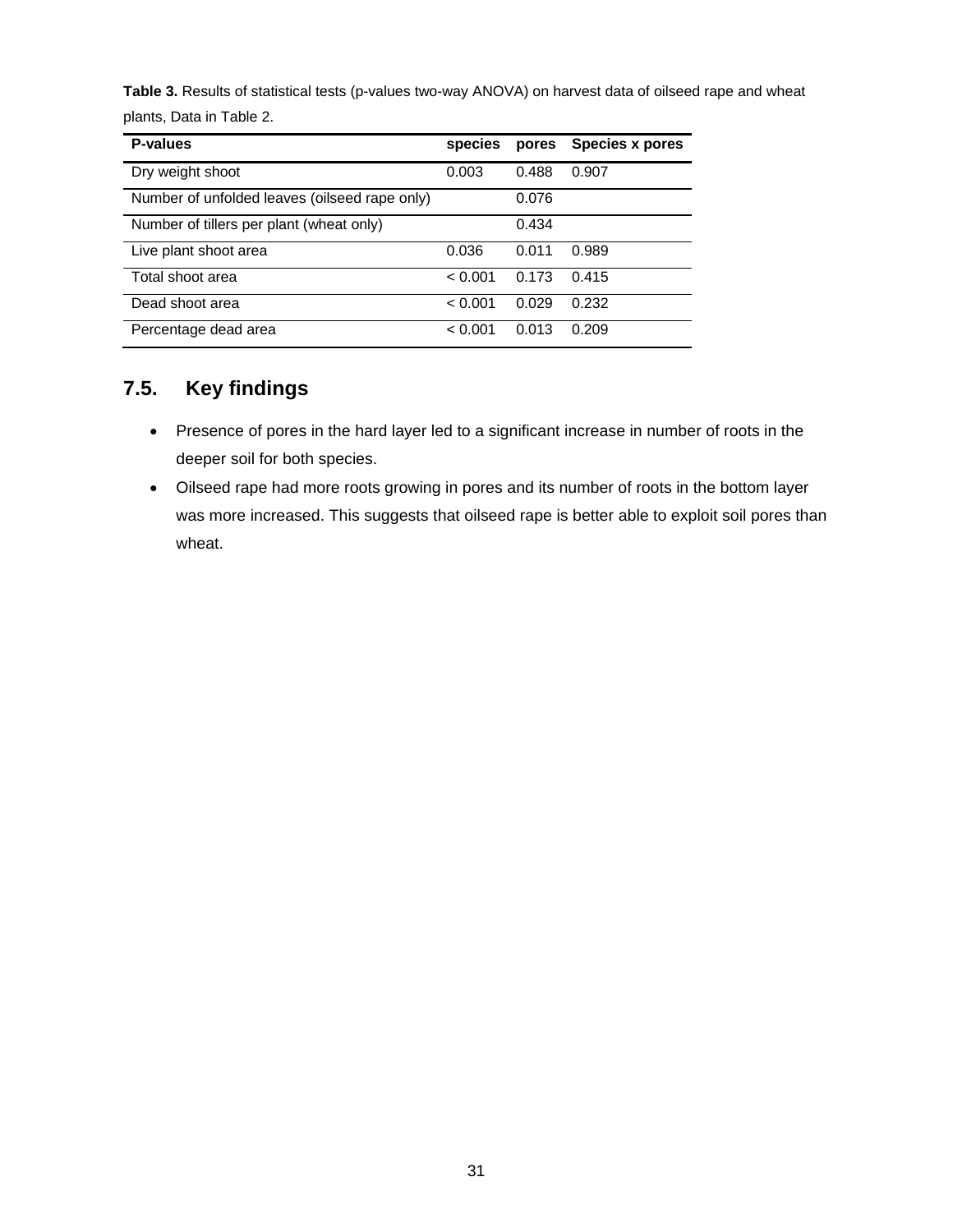**Table 3.** Results of statistical tests (p-values two-way ANOVA) on harvest data of oilseed rape and wheat plants, Data in Table 2.

| P-values | species | pores | Species x pores |
|---|---|---|---|
| Dry weight shoot | 0.003 | 0.488 | 0.907 |
| Number of unfolded leaves (oilseed rape only) | | 0.076 | |
| Number of tillers per plant (wheat only) | | 0.434 | |
| Live plant shoot area | 0.036 | 0.011 | 0.989 |
| Total shoot area | < 0.001 | 0.173 | 0.415 |
| Dead shoot area | < 0.001 | 0.029 | 0.232 |
| Percentage dead area | < 0.001 | 0.013 | 0.209 |

## 7.5. Key findings

- Presence of pores in the hard layer led to a significant increase in number of roots in the deeper soil for both species.
- Oilseed rape had more roots growing in pores and its number of roots in the bottom layer was more increased. This suggests that oilseed rape is better able to exploit soil pores than wheat.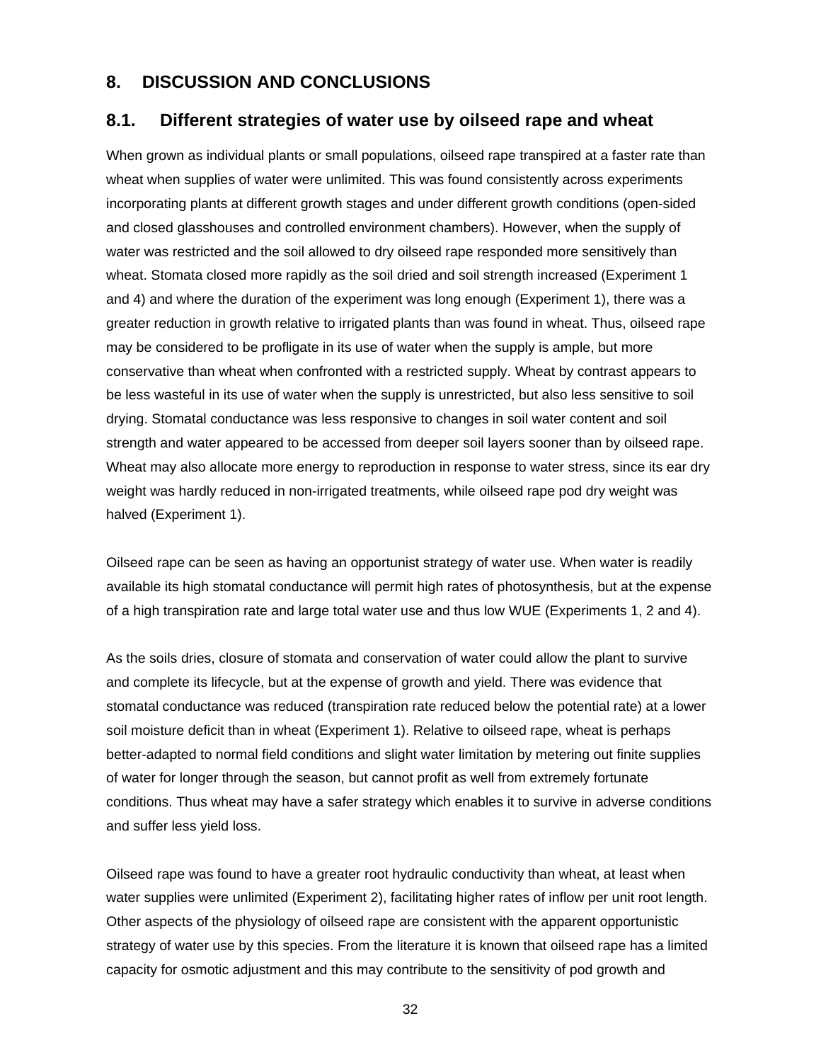## 8. DISCUSSION AND CONCLUSIONS

### 8.1. Different strategies of water use by oilseed rape and wheat

When grown as individual plants or small populations, oilseed rape transpired at a faster rate than wheat when supplies of water were unlimited. This was found consistently across experiments incorporating plants at different growth stages and under different growth conditions (open-sided and closed glasshouses and controlled environment chambers). However, when the supply of water was restricted and the soil allowed to dry oilseed rape responded more sensitively than wheat. Stomata closed more rapidly as the soil dried and soil strength increased (Experiment 1 and 4) and where the duration of the experiment was long enough (Experiment 1), there was a greater reduction in growth relative to irrigated plants than was found in wheat. Thus, oilseed rape may be considered to be profligate in its use of water when the supply is ample, but more conservative than wheat when confronted with a restricted supply. Wheat by contrast appears to be less wasteful in its use of water when the supply is unrestricted, but also less sensitive to soil drying. Stomatal conductance was less responsive to changes in soil water content and soil strength and water appeared to be accessed from deeper soil layers sooner than by oilseed rape. Wheat may also allocate more energy to reproduction in response to water stress, since its ear dry weight was hardly reduced in non-irrigated treatments, while oilseed rape pod dry weight was halved (Experiment 1).

Oilseed rape can be seen as having an opportunist strategy of water use. When water is readily available its high stomatal conductance will permit high rates of photosynthesis, but at the expense of a high transpiration rate and large total water use and thus low WUE (Experiments 1, 2 and 4).

As the soils dries, closure of stomata and conservation of water could allow the plant to survive and complete its lifecycle, but at the expense of growth and yield. There was evidence that stomatal conductance was reduced (transpiration rate reduced below the potential rate) at a lower soil moisture deficit than in wheat (Experiment 1). Relative to oilseed rape, wheat is perhaps better-adapted to normal field conditions and slight water limitation by metering out finite supplies of water for longer through the season, but cannot profit as well from extremely fortunate conditions. Thus wheat may have a safer strategy which enables it to survive in adverse conditions and suffer less yield loss.

Oilseed rape was found to have a greater root hydraulic conductivity than wheat, at least when water supplies were unlimited (Experiment 2), facilitating higher rates of inflow per unit root length. Other aspects of the physiology of oilseed rape are consistent with the apparent opportunistic strategy of water use by this species. From the literature it is known that oilseed rape has a limited capacity for osmotic adjustment and this may contribute to the sensitivity of pod growth and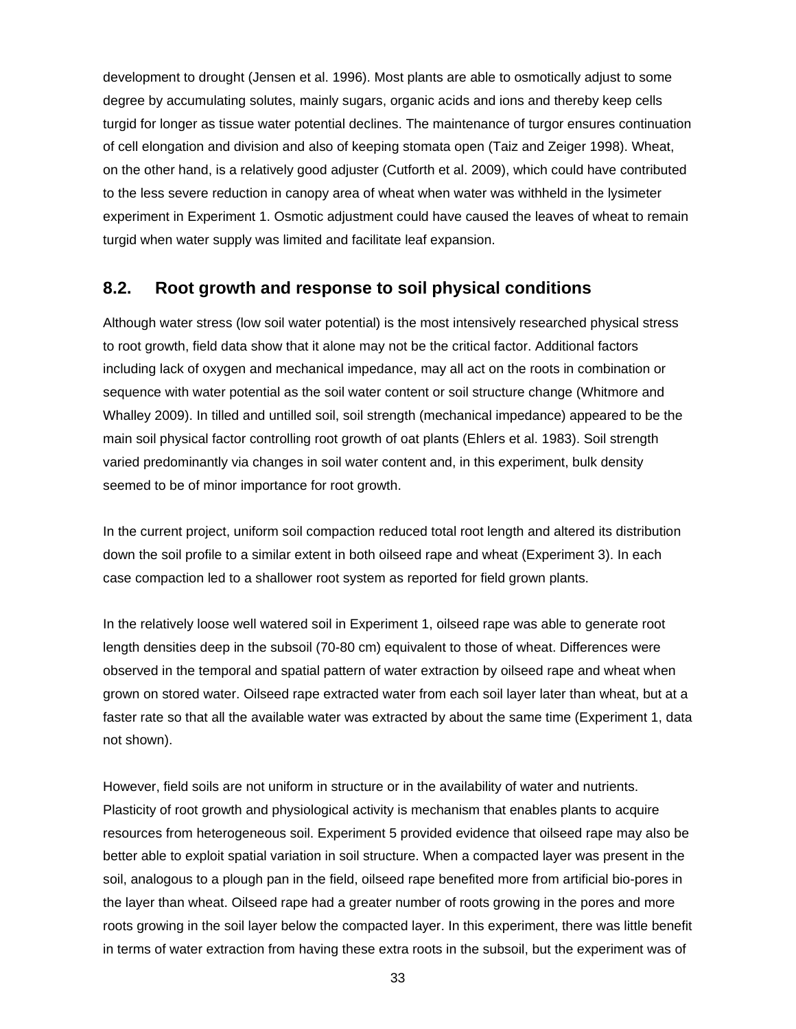development to drought (Jensen et al. 1996). Most plants are able to osmotically adjust to some degree by accumulating solutes, mainly sugars, organic acids and ions and thereby keep cells turgid for longer as tissue water potential declines. The maintenance of turgor ensures continuation of cell elongation and division and also of keeping stomata open (Taiz and Zeiger 1998). Wheat, on the other hand, is a relatively good adjuster (Cutforth et al. 2009), which could have contributed to the less severe reduction in canopy area of wheat when water was withheld in the lysimeter experiment in Experiment 1. Osmotic adjustment could have caused the leaves of wheat to remain turgid when water supply was limited and facilitate leaf expansion.

## 8.2. Root growth and response to soil physical conditions

Although water stress (low soil water potential) is the most intensively researched physical stress to root growth, field data show that it alone may not be the critical factor. Additional factors including lack of oxygen and mechanical impedance, may all act on the roots in combination or sequence with water potential as the soil water content or soil structure change (Whitmore and Whalley 2009). In tilled and untilled soil, soil strength (mechanical impedance) appeared to be the main soil physical factor controlling root growth of oat plants (Ehlers et al. 1983). Soil strength varied predominantly via changes in soil water content and, in this experiment, bulk density seemed to be of minor importance for root growth.

In the current project, uniform soil compaction reduced total root length and altered its distribution down the soil profile to a similar extent in both oilseed rape and wheat (Experiment 3). In each case compaction led to a shallower root system as reported for field grown plants.

In the relatively loose well watered soil in Experiment 1, oilseed rape was able to generate root length densities deep in the subsoil (70-80 cm) equivalent to those of wheat. Differences were observed in the temporal and spatial pattern of water extraction by oilseed rape and wheat when grown on stored water. Oilseed rape extracted water from each soil layer later than wheat, but at a faster rate so that all the available water was extracted by about the same time (Experiment 1, data not shown).

However, field soils are not uniform in structure or in the availability of water and nutrients. Plasticity of root growth and physiological activity is mechanism that enables plants to acquire resources from heterogeneous soil. Experiment 5 provided evidence that oilseed rape may also be better able to exploit spatial variation in soil structure. When a compacted layer was present in the soil, analogous to a plough pan in the field, oilseed rape benefited more from artificial bio-pores in the layer than wheat. Oilseed rape had a greater number of roots growing in the pores and more roots growing in the soil layer below the compacted layer. In this experiment, there was little benefit in terms of water extraction from having these extra roots in the subsoil, but the experiment was of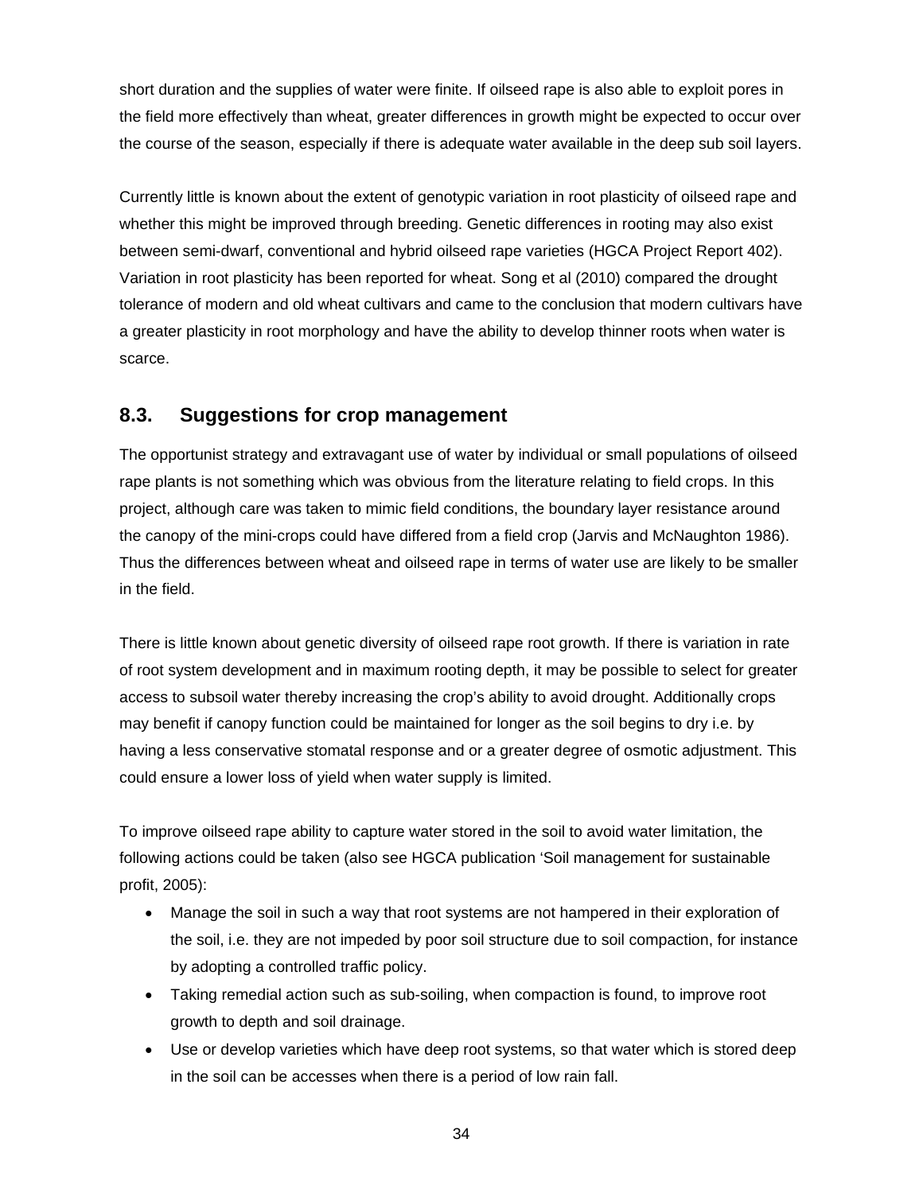short duration and the supplies of water were finite. If oilseed rape is also able to exploit pores in the field more effectively than wheat, greater differences in growth might be expected to occur over the course of the season, especially if there is adequate water available in the deep sub soil layers.

Currently little is known about the extent of genotypic variation in root plasticity of oilseed rape and whether this might be improved through breeding. Genetic differences in rooting may also exist between semi-dwarf, conventional and hybrid oilseed rape varieties (HGCA Project Report 402). Variation in root plasticity has been reported for wheat. Song et al (2010) compared the drought tolerance of modern and old wheat cultivars and came to the conclusion that modern cultivars have a greater plasticity in root morphology and have the ability to develop thinner roots when water is scarce.

## 8.3. Suggestions for crop management

The opportunist strategy and extravagant use of water by individual or small populations of oilseed rape plants is not something which was obvious from the literature relating to field crops. In this project, although care was taken to mimic field conditions, the boundary layer resistance around the canopy of the mini-crops could have differed from a field crop (Jarvis and McNaughton 1986). Thus the differences between wheat and oilseed rape in terms of water use are likely to be smaller in the field.

There is little known about genetic diversity of oilseed rape root growth. If there is variation in rate of root system development and in maximum rooting depth, it may be possible to select for greater access to subsoil water thereby increasing the crop's ability to avoid drought. Additionally crops may benefit if canopy function could be maintained for longer as the soil begins to dry i.e. by having a less conservative stomatal response and or a greater degree of osmotic adjustment. This could ensure a lower loss of yield when water supply is limited.

To improve oilseed rape ability to capture water stored in the soil to avoid water limitation, the following actions could be taken (also see HGCA publication 'Soil management for sustainable profit, 2005):

- Manage the soil in such a way that root systems are not hampered in their exploration of the soil, i.e. they are not impeded by poor soil structure due to soil compaction, for instance by adopting a controlled traffic policy.
- Taking remedial action such as sub-soiling, when compaction is found, to improve root growth to depth and soil drainage.
- Use or develop varieties which have deep root systems, so that water which is stored deep in the soil can be accesses when there is a period of low rain fall.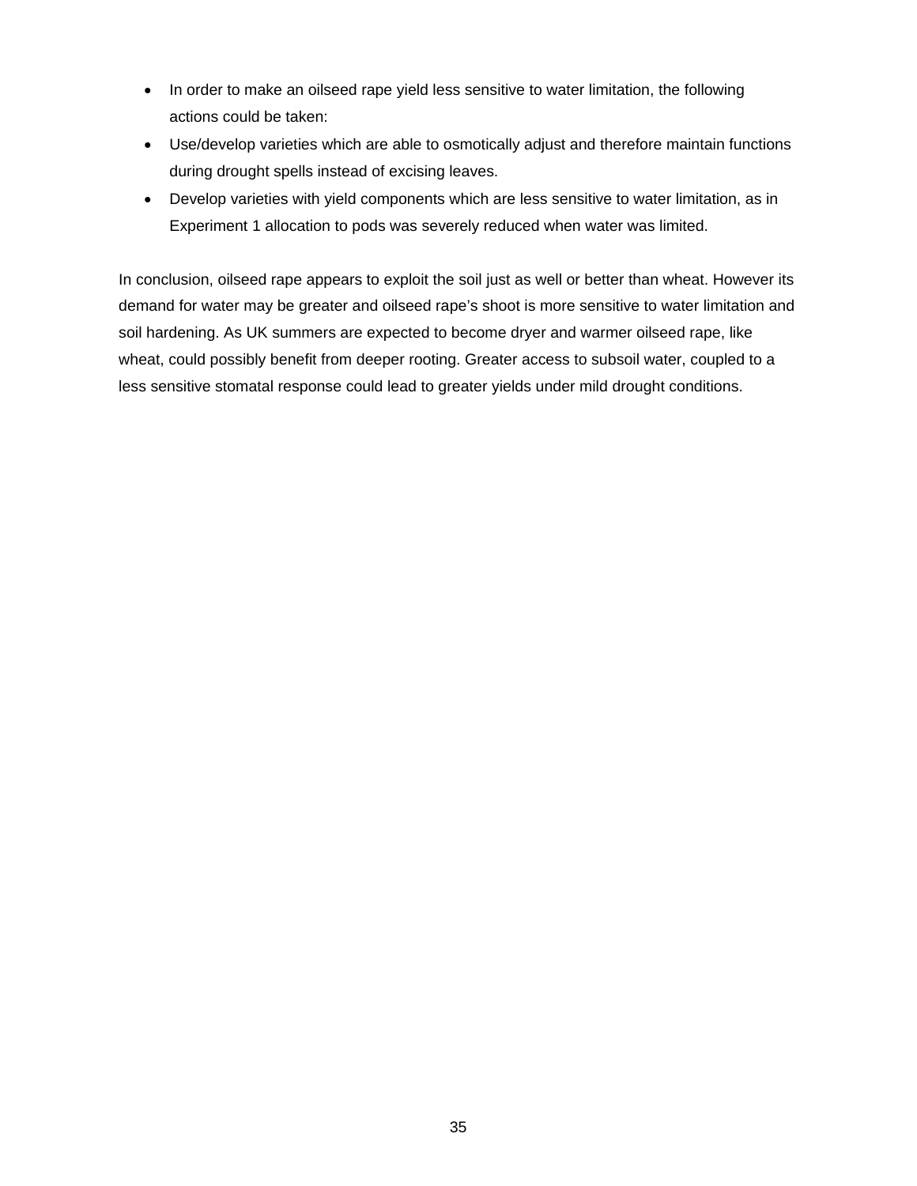- In order to make an oilseed rape yield less sensitive to water limitation, the following actions could be taken:
- Use/develop varieties which are able to osmotically adjust and therefore maintain functions during drought spells instead of excising leaves.
- Develop varieties with yield components which are less sensitive to water limitation, as in Experiment 1 allocation to pods was severely reduced when water was limited.

In conclusion, oilseed rape appears to exploit the soil just as well or better than wheat. However its demand for water may be greater and oilseed rape's shoot is more sensitive to water limitation and soil hardening. As UK summers are expected to become dryer and warmer oilseed rape, like wheat, could possibly benefit from deeper rooting. Greater access to subsoil water, coupled to a less sensitive stomatal response could lead to greater yields under mild drought conditions.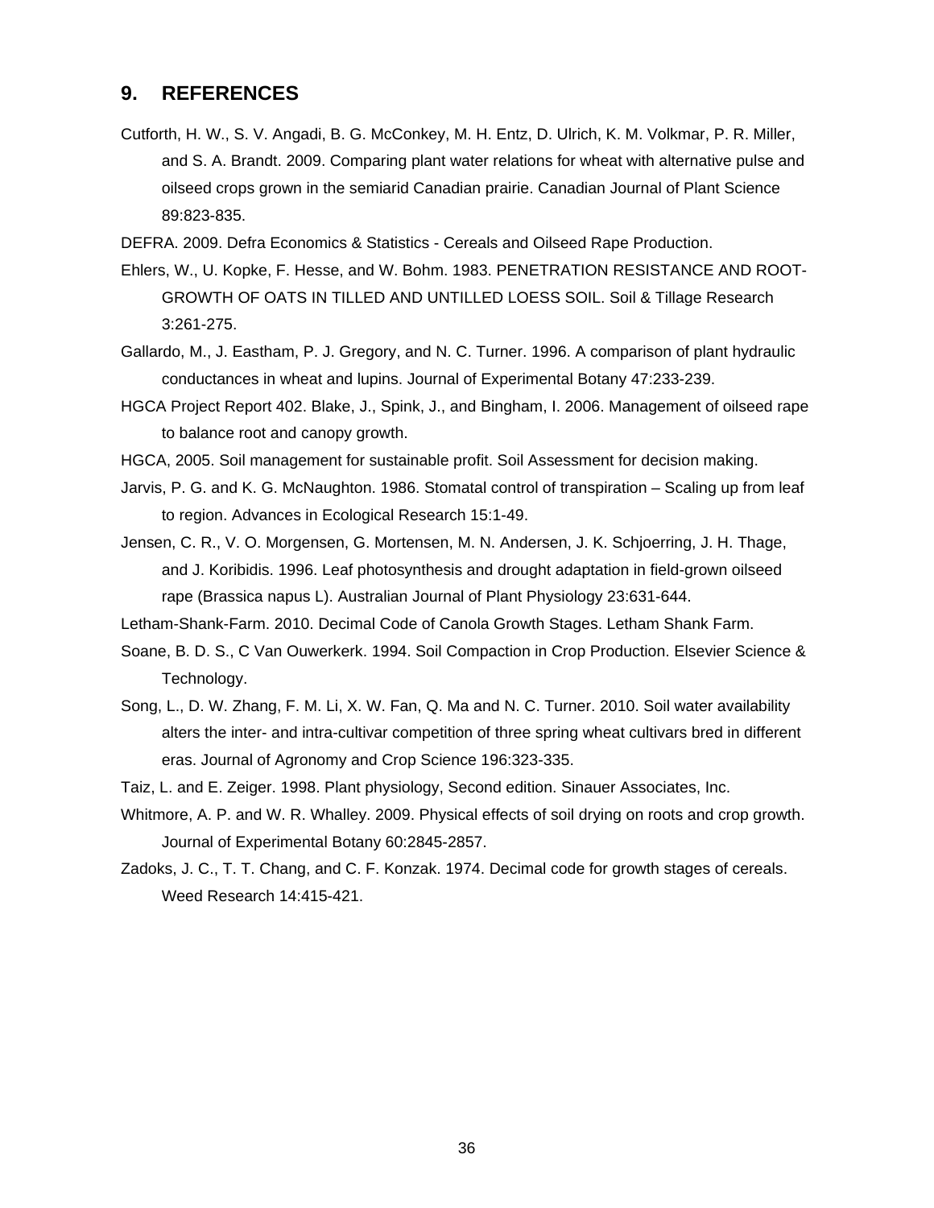## 9. REFERENCES

Cutforth, H. W., S. V. Angadi, B. G. McConkey, M. H. Entz, D. Ulrich, K. M. Volkmar, P. R. Miller, and S. A. Brandt. 2009. Comparing plant water relations for wheat with alternative pulse and oilseed crops grown in the semiarid Canadian prairie. Canadian Journal of Plant Science 89:823-835.

DEFRA. 2009. Defra Economics & Statistics - Cereals and Oilseed Rape Production.

Ehlers, W., U. Kopke, F. Hesse, and W. Bohm. 1983. PENETRATION RESISTANCE AND ROOT-GROWTH OF OATS IN TILLED AND UNTILLED LOESS SOIL. Soil & Tillage Research 3:261-275.

Gallardo, M., J. Eastham, P. J. Gregory, and N. C. Turner. 1996. A comparison of plant hydraulic conductances in wheat and lupins. Journal of Experimental Botany 47:233-239.

HGCA Project Report 402. Blake, J., Spink, J., and Bingham, I. 2006. Management of oilseed rape to balance root and canopy growth.

HGCA, 2005. Soil management for sustainable profit. Soil Assessment for decision making.

Jarvis, P. G. and K. G. McNaughton. 1986. Stomatal control of transpiration – Scaling up from leaf to region. Advances in Ecological Research 15:1-49.

Jensen, C. R., V. O. Morgensen, G. Mortensen, M. N. Andersen, J. K. Schjoerring, J. H. Thage, and J. Koribidis. 1996. Leaf photosynthesis and drought adaptation in field-grown oilseed rape (Brassica napus L). Australian Journal of Plant Physiology 23:631-644.

Letham-Shank-Farm. 2010. Decimal Code of Canola Growth Stages. Letham Shank Farm.

Soane, B. D. S., C Van Ouwerkerk. 1994. Soil Compaction in Crop Production. Elsevier Science & Technology.

Song, L., D. W. Zhang, F. M. Li, X. W. Fan, Q. Ma and N. C. Turner. 2010. Soil water availability alters the inter- and intra-cultivar competition of three spring wheat cultivars bred in different eras. Journal of Agronomy and Crop Science 196:323-335.

Taiz, L. and E. Zeiger. 1998. Plant physiology, Second edition. Sinauer Associates, Inc.

Whitmore, A. P. and W. R. Whalley. 2009. Physical effects of soil drying on roots and crop growth. Journal of Experimental Botany 60:2845-2857.

Zadoks, J. C., T. T. Chang, and C. F. Konzak. 1974. Decimal code for growth stages of cereals. Weed Research 14:415-421.